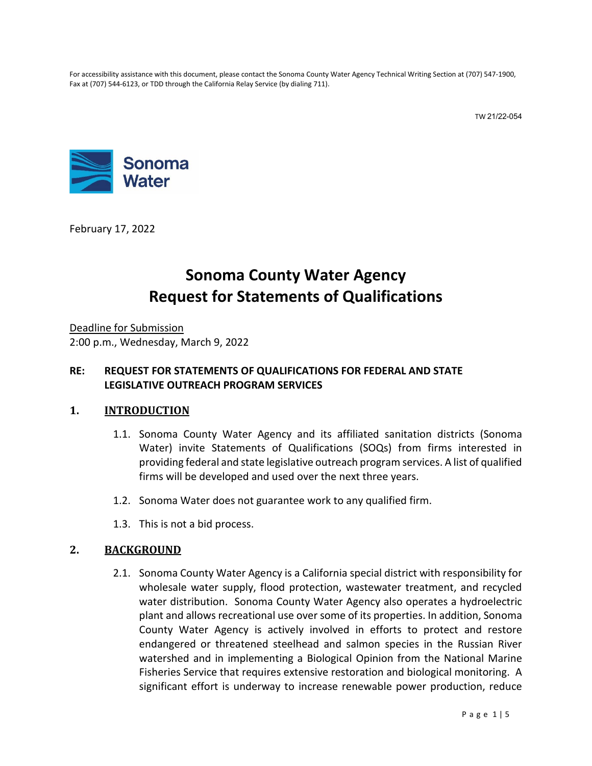For accessibility assistance with this document, please contact the Sonoma County Water Agency Technical Writing Section at (707) 547-1900, Fax at (707) 544-6123, or TDD through the California Relay Service (by dialing 711).

TW 21/22-054

Sonoma Water

February 17, 2022

# Sonoma County Water Agency
# Request for Statements of Qualifications

Deadline for Submission
2:00 p.m., Wednesday, March 9, 2022

**RE: REQUEST FOR STATEMENTS OF QUALIFICATIONS FOR FEDERAL AND STATE LEGISLATIVE OUTREACH PROGRAM SERVICES**

## 1. INTRODUCTION

1.1. Sonoma County Water Agency and its affiliated sanitation districts (Sonoma Water) invite Statements of Qualifications (SOQs) from firms interested in providing federal and state legislative outreach program services. A list of qualified firms will be developed and used over the next three years.

1.2. Sonoma Water does not guarantee work to any qualified firm.

1.3. This is not a bid process.

## 2. BACKGROUND

2.1. Sonoma County Water Agency is a California special district with responsibility for wholesale water supply, flood protection, wastewater treatment, and recycled water distribution. Sonoma County Water Agency also operates a hydroelectric plant and allows recreational use over some of its properties. In addition, Sonoma County Water Agency is actively involved in efforts to protect and restore endangered or threatened steelhead and salmon species in the Russian River watershed and in implementing a Biological Opinion from the National Marine Fisheries Service that requires extensive restoration and biological monitoring. A significant effort is underway to increase renewable power production, reduce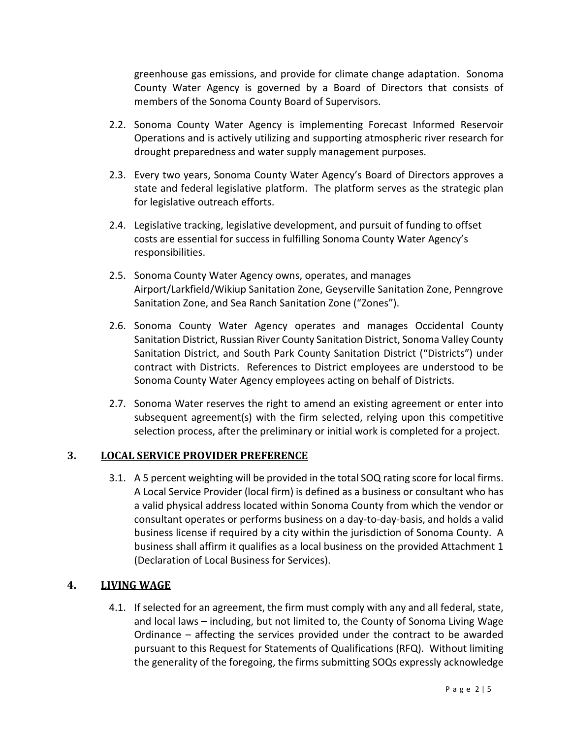greenhouse gas emissions, and provide for climate change adaptation. Sonoma County Water Agency is governed by a Board of Directors that consists of members of the Sonoma County Board of Supervisors.

2.2. Sonoma County Water Agency is implementing Forecast Informed Reservoir Operations and is actively utilizing and supporting atmospheric river research for drought preparedness and water supply management purposes.

2.3. Every two years, Sonoma County Water Agency's Board of Directors approves a state and federal legislative platform. The platform serves as the strategic plan for legislative outreach efforts.

2.4. Legislative tracking, legislative development, and pursuit of funding to offset costs are essential for success in fulfilling Sonoma County Water Agency's responsibilities.

2.5. Sonoma County Water Agency owns, operates, and manages Airport/Larkfield/Wikiup Sanitation Zone, Geyserville Sanitation Zone, Penngrove Sanitation Zone, and Sea Ranch Sanitation Zone ("Zones").

2.6. Sonoma County Water Agency operates and manages Occidental County Sanitation District, Russian River County Sanitation District, Sonoma Valley County Sanitation District, and South Park County Sanitation District ("Districts") under contract with Districts. References to District employees are understood to be Sonoma County Water Agency employees acting on behalf of Districts.

2.7. Sonoma Water reserves the right to amend an existing agreement or enter into subsequent agreement(s) with the firm selected, relying upon this competitive selection process, after the preliminary or initial work is completed for a project.

## 3. LOCAL SERVICE PROVIDER PREFERENCE

3.1. A 5 percent weighting will be provided in the total SOQ rating score for local firms. A Local Service Provider (local firm) is defined as a business or consultant who has a valid physical address located within Sonoma County from which the vendor or consultant operates or performs business on a day-to-day-basis, and holds a valid business license if required by a city within the jurisdiction of Sonoma County. A business shall affirm it qualifies as a local business on the provided Attachment 1 (Declaration of Local Business for Services).

## 4. LIVING WAGE

4.1. If selected for an agreement, the firm must comply with any and all federal, state, and local laws – including, but not limited to, the County of Sonoma Living Wage Ordinance – affecting the services provided under the contract to be awarded pursuant to this Request for Statements of Qualifications (RFQ). Without limiting the generality of the foregoing, the firms submitting SOQs expressly acknowledge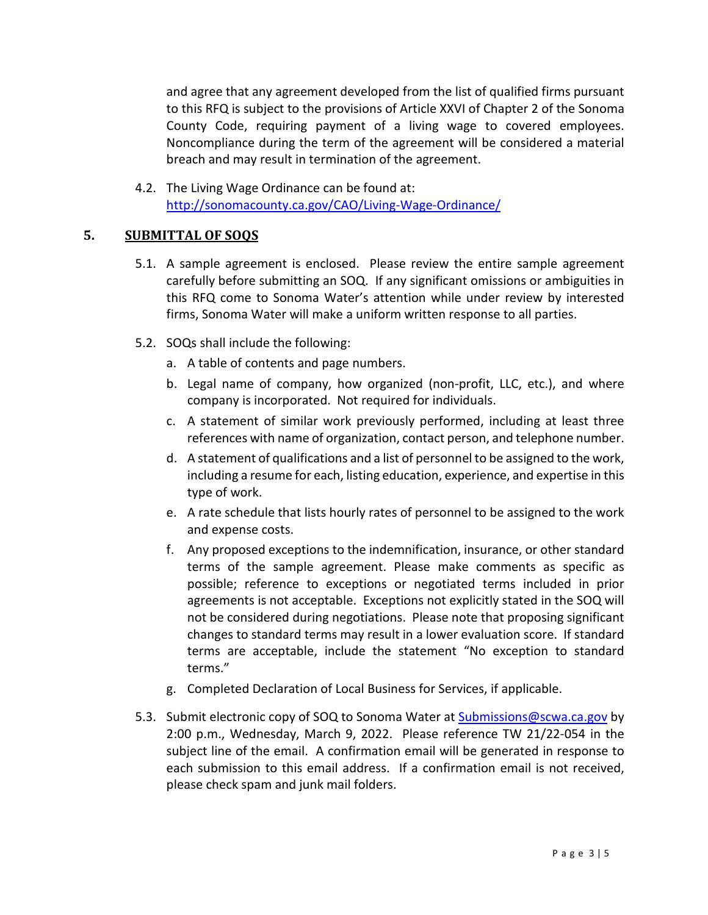and agree that any agreement developed from the list of qualified firms pursuant to this RFQ is subject to the provisions of Article XXVI of Chapter 2 of the Sonoma County Code, requiring payment of a living wage to covered employees. Noncompliance during the term of the agreement will be considered a material breach and may result in termination of the agreement.

4.2. The Living Wage Ordinance can be found at: [http://sonomacounty.ca.gov/CAO/Living-Wage-Ordinance/](http://sonomacounty.ca.gov/CAO/Living-Wage-Ordinance/)

## 5. SUBMITTAL OF SOQS

5.1. A sample agreement is enclosed. Please review the entire sample agreement carefully before submitting an SOQ. If any significant omissions or ambiguities in this RFQ come to Sonoma Water's attention while under review by interested firms, Sonoma Water will make a uniform written response to all parties.

5.2. SOQs shall include the following:

a. A table of contents and page numbers.

b. Legal name of company, how organized (non-profit, LLC, etc.), and where company is incorporated. Not required for individuals.

c. A statement of similar work previously performed, including at least three references with name of organization, contact person, and telephone number.

d. A statement of qualifications and a list of personnel to be assigned to the work, including a resume for each, listing education, experience, and expertise in this type of work.

e. A rate schedule that lists hourly rates of personnel to be assigned to the work and expense costs.

f. Any proposed exceptions to the indemnification, insurance, or other standard terms of the sample agreement. Please make comments as specific as possible; reference to exceptions or negotiated terms included in prior agreements is not acceptable. Exceptions not explicitly stated in the SOQ will not be considered during negotiations. Please note that proposing significant changes to standard terms may result in a lower evaluation score. If standard terms are acceptable, include the statement "No exception to standard terms."

g. Completed Declaration of Local Business for Services, if applicable.

5.3. Submit electronic copy of SOQ to Sonoma Water at [Submissions@scwa.ca.gov](mailto:Submissions@scwa.ca.gov) by 2:00 p.m., Wednesday, March 9, 2022. Please reference TW 21/22-054 in the subject line of the email. A confirmation email will be generated in response to each submission to this email address. If a confirmation email is not received, please check spam and junk mail folders.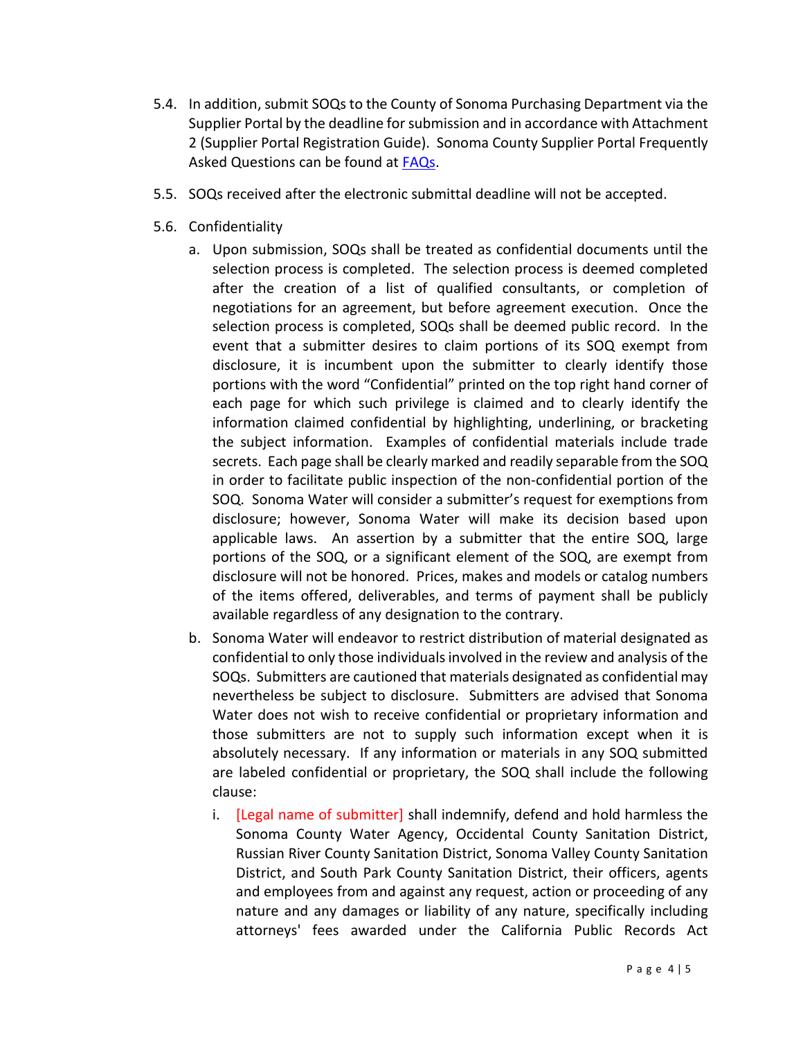5.4. In addition, submit SOQs to the County of Sonoma Purchasing Department via the Supplier Portal by the deadline for submission and in accordance with Attachment 2 (Supplier Portal Registration Guide). Sonoma County Supplier Portal Frequently Asked Questions can be found at FAQs.

5.5. SOQs received after the electronic submittal deadline will not be accepted.

5.6. Confidentiality

a. Upon submission, SOQs shall be treated as confidential documents until the selection process is completed. The selection process is deemed completed after the creation of a list of qualified consultants, or completion of negotiations for an agreement, but before agreement execution. Once the selection process is completed, SOQs shall be deemed public record. In the event that a submitter desires to claim portions of its SOQ exempt from disclosure, it is incumbent upon the submitter to clearly identify those portions with the word "Confidential" printed on the top right hand corner of each page for which such privilege is claimed and to clearly identify the information claimed confidential by highlighting, underlining, or bracketing the subject information. Examples of confidential materials include trade secrets. Each page shall be clearly marked and readily separable from the SOQ in order to facilitate public inspection of the non-confidential portion of the SOQ. Sonoma Water will consider a submitter's request for exemptions from disclosure; however, Sonoma Water will make its decision based upon applicable laws. An assertion by a submitter that the entire SOQ, large portions of the SOQ, or a significant element of the SOQ, are exempt from disclosure will not be honored. Prices, makes and models or catalog numbers of the items offered, deliverables, and terms of payment shall be publicly available regardless of any designation to the contrary.

b. Sonoma Water will endeavor to restrict distribution of material designated as confidential to only those individuals involved in the review and analysis of the SOQs. Submitters are cautioned that materials designated as confidential may nevertheless be subject to disclosure. Submitters are advised that Sonoma Water does not wish to receive confidential or proprietary information and those submitters are not to supply such information except when it is absolutely necessary. If any information or materials in any SOQ submitted are labeled confidential or proprietary, the SOQ shall include the following clause:

   i. [Legal name of submitter] shall indemnify, defend and hold harmless the Sonoma County Water Agency, Occidental County Sanitation District, Russian River County Sanitation District, Sonoma Valley County Sanitation District, and South Park County Sanitation District, their officers, agents and employees from and against any request, action or proceeding of any nature and any damages or liability of any nature, specifically including attorneys' fees awarded under the California Public Records Act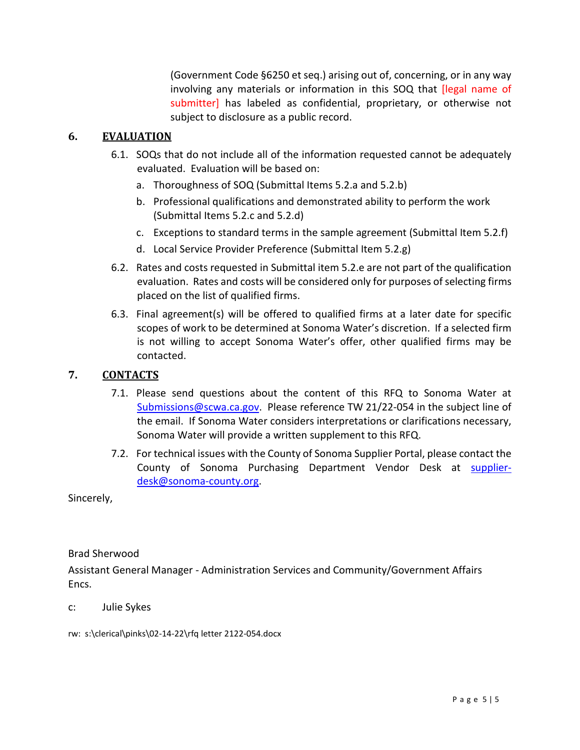(Government Code §6250 et seq.) arising out of, concerning, or in any way involving any materials or information in this SOQ that [legal name of submitter] has labeled as confidential, proprietary, or otherwise not subject to disclosure as a public record.

## 6. EVALUATION

6.1. SOQs that do not include all of the information requested cannot be adequately evaluated. Evaluation will be based on:

a. Thoroughness of SOQ (Submittal Items 5.2.a and 5.2.b)

b. Professional qualifications and demonstrated ability to perform the work (Submittal Items 5.2.c and 5.2.d)

c. Exceptions to standard terms in the sample agreement (Submittal Item 5.2.f)

d. Local Service Provider Preference (Submittal Item 5.2.g)

6.2. Rates and costs requested in Submittal item 5.2.e are not part of the qualification evaluation. Rates and costs will be considered only for purposes of selecting firms placed on the list of qualified firms.

6.3. Final agreement(s) will be offered to qualified firms at a later date for specific scopes of work to be determined at Sonoma Water's discretion. If a selected firm is not willing to accept Sonoma Water's offer, other qualified firms may be contacted.

## 7. CONTACTS

7.1. Please send questions about the content of this RFQ to Sonoma Water at Submissions@scwa.ca.gov. Please reference TW 21/22-054 in the subject line of the email. If Sonoma Water considers interpretations or clarifications necessary, Sonoma Water will provide a written supplement to this RFQ.

7.2. For technical issues with the County of Sonoma Supplier Portal, please contact the County of Sonoma Purchasing Department Vendor Desk at supplier-desk@sonoma-county.org.

Sincerely,

Brad Sherwood

Assistant General Manager - Administration Services and Community/Government Affairs

Encs.

c: Julie Sykes

rw: s:\clerical\pinks\02-14-22\rfq letter 2122-054.docx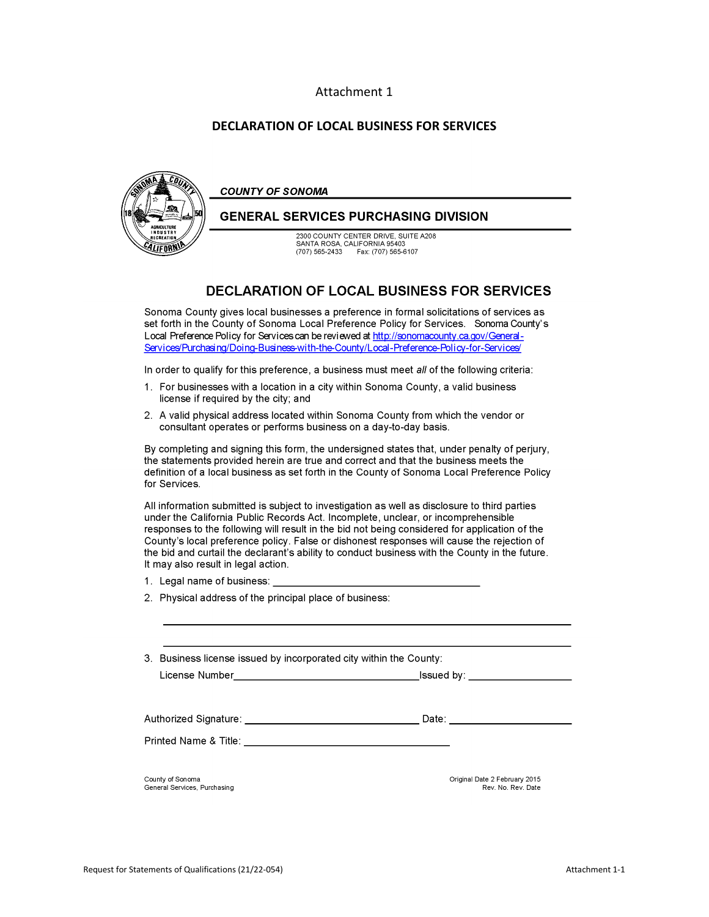Attachment 1

# DECLARATION OF LOCAL BUSINESS FOR SERVICES

**COUNTY OF SONOMA**

**GENERAL SERVICES PURCHASING DIVISION**

2300 COUNTY CENTER DRIVE, SUITE A208
SANTA ROSA, CALIFORNIA 95403
(707) 565-2433 Fax: (707) 565-6107

## DECLARATION OF LOCAL BUSINESS FOR SERVICES

Sonoma County gives local businesses a preference in formal solicitations of services as set forth in the County of Sonoma Local Preference Policy for Services. Sonoma County's Local Preference Policy for Services can be reviewed at http://sonomacounty.ca.gov/General-Services/Purchasing/Doing-Business-with-the-County/Local-Preference-Policy-for-Services/

In order to qualify for this preference, a business must meet *all* of the following criteria:

1. For businesses with a location in a city within Sonoma County, a valid business license if required by the city; and
2. A valid physical address located within Sonoma County from which the vendor or consultant operates or performs business on a day-to-day basis.

By completing and signing this form, the undersigned states that, under penalty of perjury, the statements provided herein are true and correct and that the business meets the definition of a local business as set forth in the County of Sonoma Local Preference Policy for Services.

All information submitted is subject to investigation as well as disclosure to third parties under the California Public Records Act. Incomplete, unclear, or incomprehensible responses to the following will result in the bid not being considered for application of the County's local preference policy. False or dishonest responses will cause the rejection of the bid and curtail the declarant's ability to conduct business with the County in the future. It may also result in legal action.

1. Legal name of business: ___________________________________
2. Physical address of the principal place of business:

   ___________________________________________________________

   ___________________________________________________________

3. Business license issued by incorporated city within the County:

   License Number_______________________________Issued by: __________________

Authorized Signature: _______________________________ Date: ____________________

Printed Name & Title: ___________________________________

County of Sonoma
General Services, Purchasing

Original Date 2 February 2015
Rev. No. Rev. Date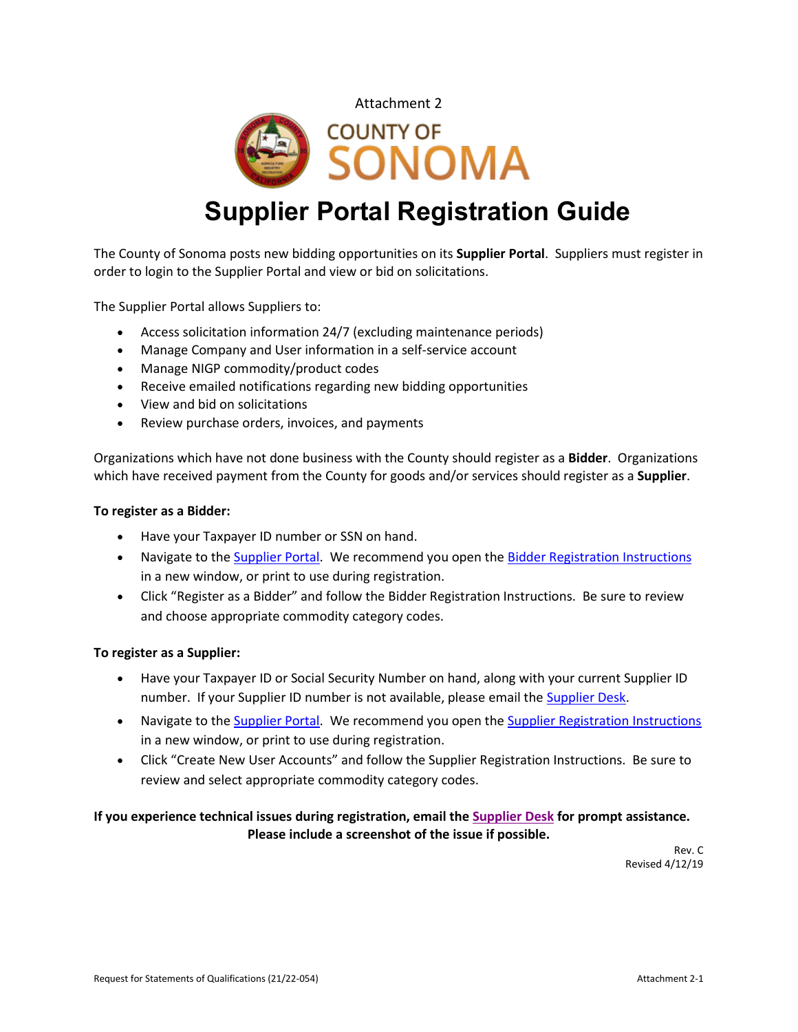Attachment 2

COUNTY OF SONOMA

# Supplier Portal Registration Guide

The County of Sonoma posts new bidding opportunities on its **Supplier Portal**. Suppliers must register in order to login to the Supplier Portal and view or bid on solicitations.

The Supplier Portal allows Suppliers to:

- Access solicitation information 24/7 (excluding maintenance periods)
- Manage Company and User information in a self-service account
- Manage NIGP commodity/product codes
- Receive emailed notifications regarding new bidding opportunities
- View and bid on solicitations
- Review purchase orders, invoices, and payments

Organizations which have not done business with the County should register as a **Bidder**. Organizations which have received payment from the County for goods and/or services should register as a **Supplier**.

**To register as a Bidder:**

- Have your Taxpayer ID number or SSN on hand.
- Navigate to the Supplier Portal. We recommend you open the Bidder Registration Instructions in a new window, or print to use during registration.
- Click "Register as a Bidder" and follow the Bidder Registration Instructions. Be sure to review and choose appropriate commodity category codes.

**To register as a Supplier:**

- Have your Taxpayer ID or Social Security Number on hand, along with your current Supplier ID number. If your Supplier ID number is not available, please email the Supplier Desk.
- Navigate to the Supplier Portal. We recommend you open the Supplier Registration Instructions in a new window, or print to use during registration.
- Click "Create New User Accounts" and follow the Supplier Registration Instructions. Be sure to review and select appropriate commodity category codes.

**If you experience technical issues during registration, email the Supplier Desk for prompt assistance. Please include a screenshot of the issue if possible.**

Rev. C
Revised 4/12/19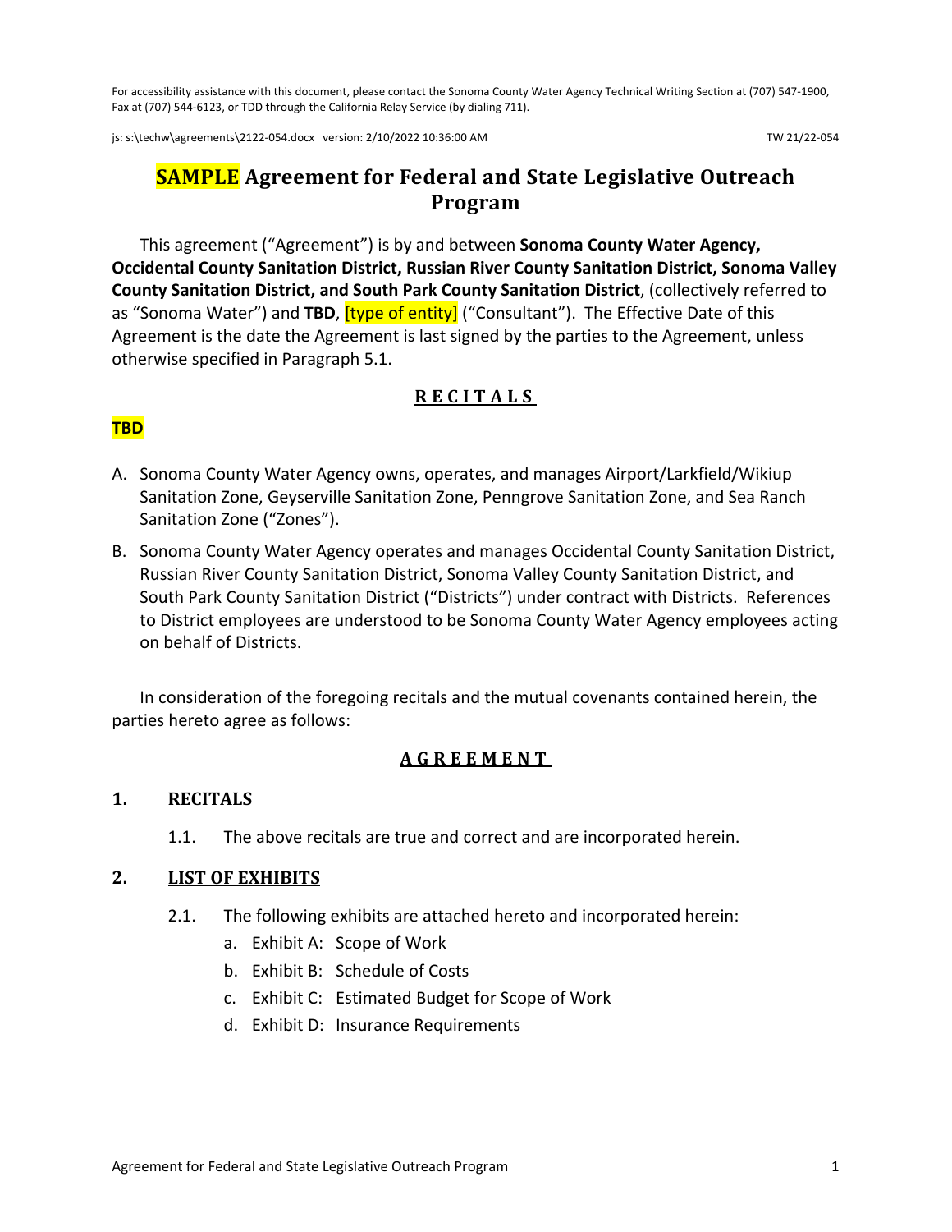For accessibility assistance with this document, please contact the Sonoma County Water Agency Technical Writing Section at (707) 547-1900, Fax at (707) 544-6123, or TDD through the California Relay Service (by dialing 711).

js: s:\techw\agreements\2122-054.docx version: 2/10/2022 10:36:00 AM TW 21/22-054

# SAMPLE Agreement for Federal and State Legislative Outreach Program

This agreement ("Agreement") is by and between **Sonoma County Water Agency, Occidental County Sanitation District, Russian River County Sanitation District, Sonoma Valley County Sanitation District, and South Park County Sanitation District**, (collectively referred to as "Sonoma Water") and **TBD**, [type of entity] ("Consultant"). The Effective Date of this Agreement is the date the Agreement is last signed by the parties to the Agreement, unless otherwise specified in Paragraph 5.1.

## RECITALS

**TBD**

A. Sonoma County Water Agency owns, operates, and manages Airport/Larkfield/Wikiup Sanitation Zone, Geyserville Sanitation Zone, Penngrove Sanitation Zone, and Sea Ranch Sanitation Zone ("Zones").

B. Sonoma County Water Agency operates and manages Occidental County Sanitation District, Russian River County Sanitation District, Sonoma Valley County Sanitation District, and South Park County Sanitation District ("Districts") under contract with Districts. References to District employees are understood to be Sonoma County Water Agency employees acting on behalf of Districts.

In consideration of the foregoing recitals and the mutual covenants contained herein, the parties hereto agree as follows:

## AGREEMENT

### 1. RECITALS

1.1. The above recitals are true and correct and are incorporated herein.

### 2. LIST OF EXHIBITS

2.1. The following exhibits are attached hereto and incorporated herein:

a. Exhibit A: Scope of Work
b. Exhibit B: Schedule of Costs
c. Exhibit C: Estimated Budget for Scope of Work
d. Exhibit D: Insurance Requirements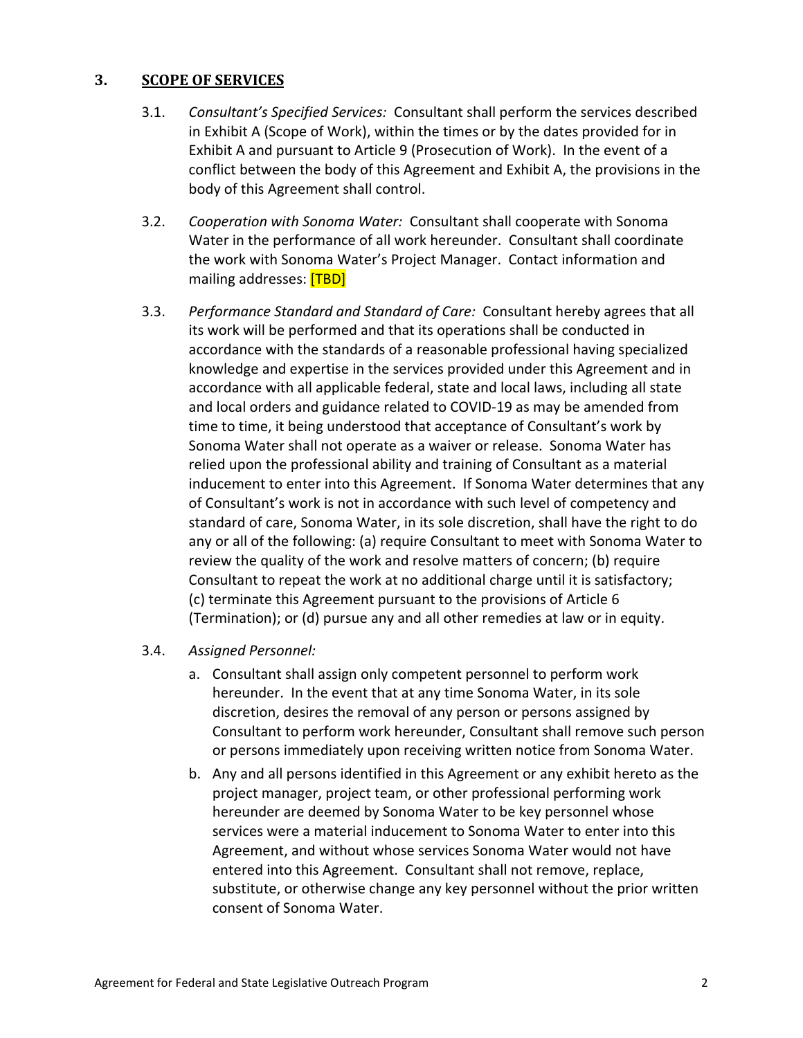## 3. SCOPE OF SERVICES

3.1. *Consultant's Specified Services:* Consultant shall perform the services described in Exhibit A (Scope of Work), within the times or by the dates provided for in Exhibit A and pursuant to Article 9 (Prosecution of Work). In the event of a conflict between the body of this Agreement and Exhibit A, the provisions in the body of this Agreement shall control.

3.2. *Cooperation with Sonoma Water:* Consultant shall cooperate with Sonoma Water in the performance of all work hereunder. Consultant shall coordinate the work with Sonoma Water's Project Manager. Contact information and mailing addresses: [TBD]

3.3. *Performance Standard and Standard of Care:* Consultant hereby agrees that all its work will be performed and that its operations shall be conducted in accordance with the standards of a reasonable professional having specialized knowledge and expertise in the services provided under this Agreement and in accordance with all applicable federal, state and local laws, including all state and local orders and guidance related to COVID-19 as may be amended from time to time, it being understood that acceptance of Consultant's work by Sonoma Water shall not operate as a waiver or release. Sonoma Water has relied upon the professional ability and training of Consultant as a material inducement to enter into this Agreement. If Sonoma Water determines that any of Consultant's work is not in accordance with such level of competency and standard of care, Sonoma Water, in its sole discretion, shall have the right to do any or all of the following: (a) require Consultant to meet with Sonoma Water to review the quality of the work and resolve matters of concern; (b) require Consultant to repeat the work at no additional charge until it is satisfactory; (c) terminate this Agreement pursuant to the provisions of Article 6 (Termination); or (d) pursue any and all other remedies at law or in equity.

3.4. *Assigned Personnel:*

a. Consultant shall assign only competent personnel to perform work hereunder. In the event that at any time Sonoma Water, in its sole discretion, desires the removal of any person or persons assigned by Consultant to perform work hereunder, Consultant shall remove such person or persons immediately upon receiving written notice from Sonoma Water.

b. Any and all persons identified in this Agreement or any exhibit hereto as the project manager, project team, or other professional performing work hereunder are deemed by Sonoma Water to be key personnel whose services were a material inducement to Sonoma Water to enter into this Agreement, and without whose services Sonoma Water would not have entered into this Agreement. Consultant shall not remove, replace, substitute, or otherwise change any key personnel without the prior written consent of Sonoma Water.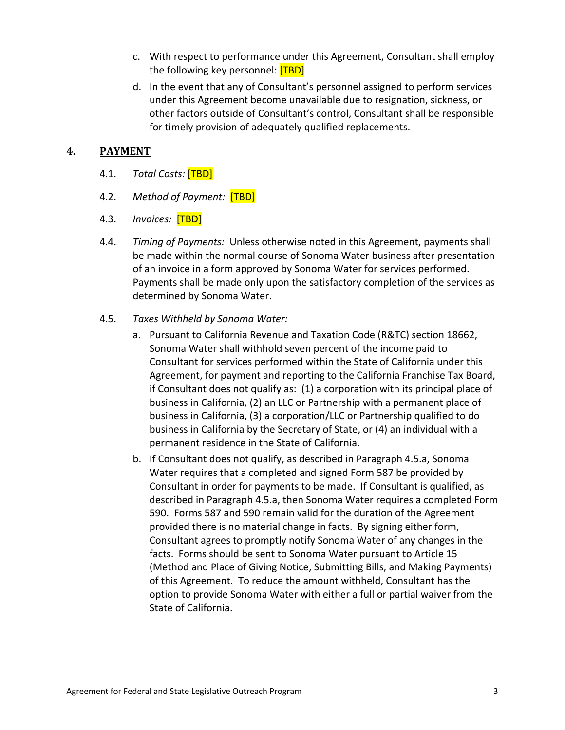c. With respect to performance under this Agreement, Consultant shall employ the following key personnel: [TBD]

d. In the event that any of Consultant's personnel assigned to perform services under this Agreement become unavailable due to resignation, sickness, or other factors outside of Consultant's control, Consultant shall be responsible for timely provision of adequately qualified replacements.

## 4. PAYMENT

4.1. *Total Costs:* [TBD]

4.2. *Method of Payment:* [TBD]

4.3. *Invoices:* [TBD]

4.4. *Timing of Payments:* Unless otherwise noted in this Agreement, payments shall be made within the normal course of Sonoma Water business after presentation of an invoice in a form approved by Sonoma Water for services performed. Payments shall be made only upon the satisfactory completion of the services as determined by Sonoma Water.

4.5. *Taxes Withheld by Sonoma Water:*

a. Pursuant to California Revenue and Taxation Code (R&TC) section 18662, Sonoma Water shall withhold seven percent of the income paid to Consultant for services performed within the State of California under this Agreement, for payment and reporting to the California Franchise Tax Board, if Consultant does not qualify as: (1) a corporation with its principal place of business in California, (2) an LLC or Partnership with a permanent place of business in California, (3) a corporation/LLC or Partnership qualified to do business in California by the Secretary of State, or (4) an individual with a permanent residence in the State of California.

b. If Consultant does not qualify, as described in Paragraph 4.5.a, Sonoma Water requires that a completed and signed Form 587 be provided by Consultant in order for payments to be made. If Consultant is qualified, as described in Paragraph 4.5.a, then Sonoma Water requires a completed Form 590. Forms 587 and 590 remain valid for the duration of the Agreement provided there is no material change in facts. By signing either form, Consultant agrees to promptly notify Sonoma Water of any changes in the facts. Forms should be sent to Sonoma Water pursuant to Article 15 (Method and Place of Giving Notice, Submitting Bills, and Making Payments) of this Agreement. To reduce the amount withheld, Consultant has the option to provide Sonoma Water with either a full or partial waiver from the State of California.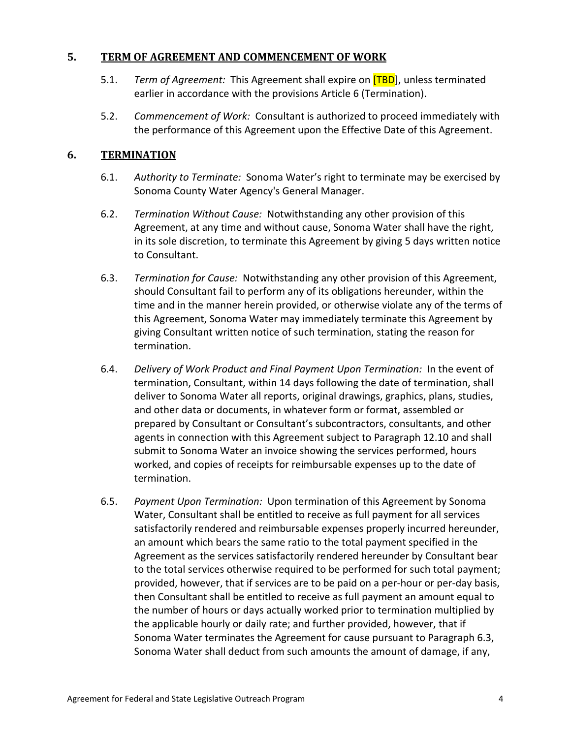## 5. TERM OF AGREEMENT AND COMMENCEMENT OF WORK

5.1. *Term of Agreement:* This Agreement shall expire on [TBD], unless terminated earlier in accordance with the provisions Article 6 (Termination).

5.2. *Commencement of Work:* Consultant is authorized to proceed immediately with the performance of this Agreement upon the Effective Date of this Agreement.

## 6. TERMINATION

6.1. *Authority to Terminate:* Sonoma Water's right to terminate may be exercised by Sonoma County Water Agency's General Manager.

6.2. *Termination Without Cause:* Notwithstanding any other provision of this Agreement, at any time and without cause, Sonoma Water shall have the right, in its sole discretion, to terminate this Agreement by giving 5 days written notice to Consultant.

6.3. *Termination for Cause:* Notwithstanding any other provision of this Agreement, should Consultant fail to perform any of its obligations hereunder, within the time and in the manner herein provided, or otherwise violate any of the terms of this Agreement, Sonoma Water may immediately terminate this Agreement by giving Consultant written notice of such termination, stating the reason for termination.

6.4. *Delivery of Work Product and Final Payment Upon Termination:* In the event of termination, Consultant, within 14 days following the date of termination, shall deliver to Sonoma Water all reports, original drawings, graphics, plans, studies, and other data or documents, in whatever form or format, assembled or prepared by Consultant or Consultant's subcontractors, consultants, and other agents in connection with this Agreement subject to Paragraph 12.10 and shall submit to Sonoma Water an invoice showing the services performed, hours worked, and copies of receipts for reimbursable expenses up to the date of termination.

6.5. *Payment Upon Termination:* Upon termination of this Agreement by Sonoma Water, Consultant shall be entitled to receive as full payment for all services satisfactorily rendered and reimbursable expenses properly incurred hereunder, an amount which bears the same ratio to the total payment specified in the Agreement as the services satisfactorily rendered hereunder by Consultant bear to the total services otherwise required to be performed for such total payment; provided, however, that if services are to be paid on a per-hour or per-day basis, then Consultant shall be entitled to receive as full payment an amount equal to the number of hours or days actually worked prior to termination multiplied by the applicable hourly or daily rate; and further provided, however, that if Sonoma Water terminates the Agreement for cause pursuant to Paragraph 6.3, Sonoma Water shall deduct from such amounts the amount of damage, if any,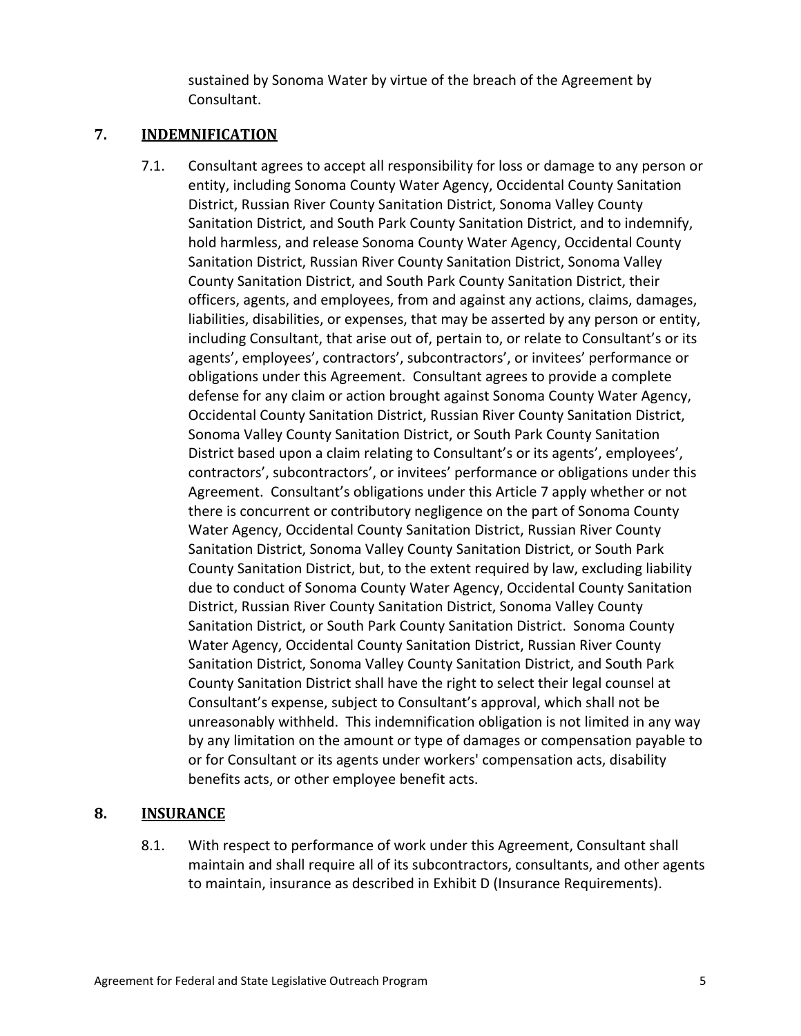sustained by Sonoma Water by virtue of the breach of the Agreement by Consultant.

## 7. INDEMNIFICATION

7.1. Consultant agrees to accept all responsibility for loss or damage to any person or entity, including Sonoma County Water Agency, Occidental County Sanitation District, Russian River County Sanitation District, Sonoma Valley County Sanitation District, and South Park County Sanitation District, and to indemnify, hold harmless, and release Sonoma County Water Agency, Occidental County Sanitation District, Russian River County Sanitation District, Sonoma Valley County Sanitation District, and South Park County Sanitation District, their officers, agents, and employees, from and against any actions, claims, damages, liabilities, disabilities, or expenses, that may be asserted by any person or entity, including Consultant, that arise out of, pertain to, or relate to Consultant's or its agents', employees', contractors', subcontractors', or invitees' performance or obligations under this Agreement. Consultant agrees to provide a complete defense for any claim or action brought against Sonoma County Water Agency, Occidental County Sanitation District, Russian River County Sanitation District, Sonoma Valley County Sanitation District, or South Park County Sanitation District based upon a claim relating to Consultant's or its agents', employees', contractors', subcontractors', or invitees' performance or obligations under this Agreement. Consultant's obligations under this Article 7 apply whether or not there is concurrent or contributory negligence on the part of Sonoma County Water Agency, Occidental County Sanitation District, Russian River County Sanitation District, Sonoma Valley County Sanitation District, or South Park County Sanitation District, but, to the extent required by law, excluding liability due to conduct of Sonoma County Water Agency, Occidental County Sanitation District, Russian River County Sanitation District, Sonoma Valley County Sanitation District, or South Park County Sanitation District. Sonoma County Water Agency, Occidental County Sanitation District, Russian River County Sanitation District, Sonoma Valley County Sanitation District, and South Park County Sanitation District shall have the right to select their legal counsel at Consultant's expense, subject to Consultant's approval, which shall not be unreasonably withheld. This indemnification obligation is not limited in any way by any limitation on the amount or type of damages or compensation payable to or for Consultant or its agents under workers' compensation acts, disability benefits acts, or other employee benefit acts.

## 8. INSURANCE

8.1. With respect to performance of work under this Agreement, Consultant shall maintain and shall require all of its subcontractors, consultants, and other agents to maintain, insurance as described in Exhibit D (Insurance Requirements).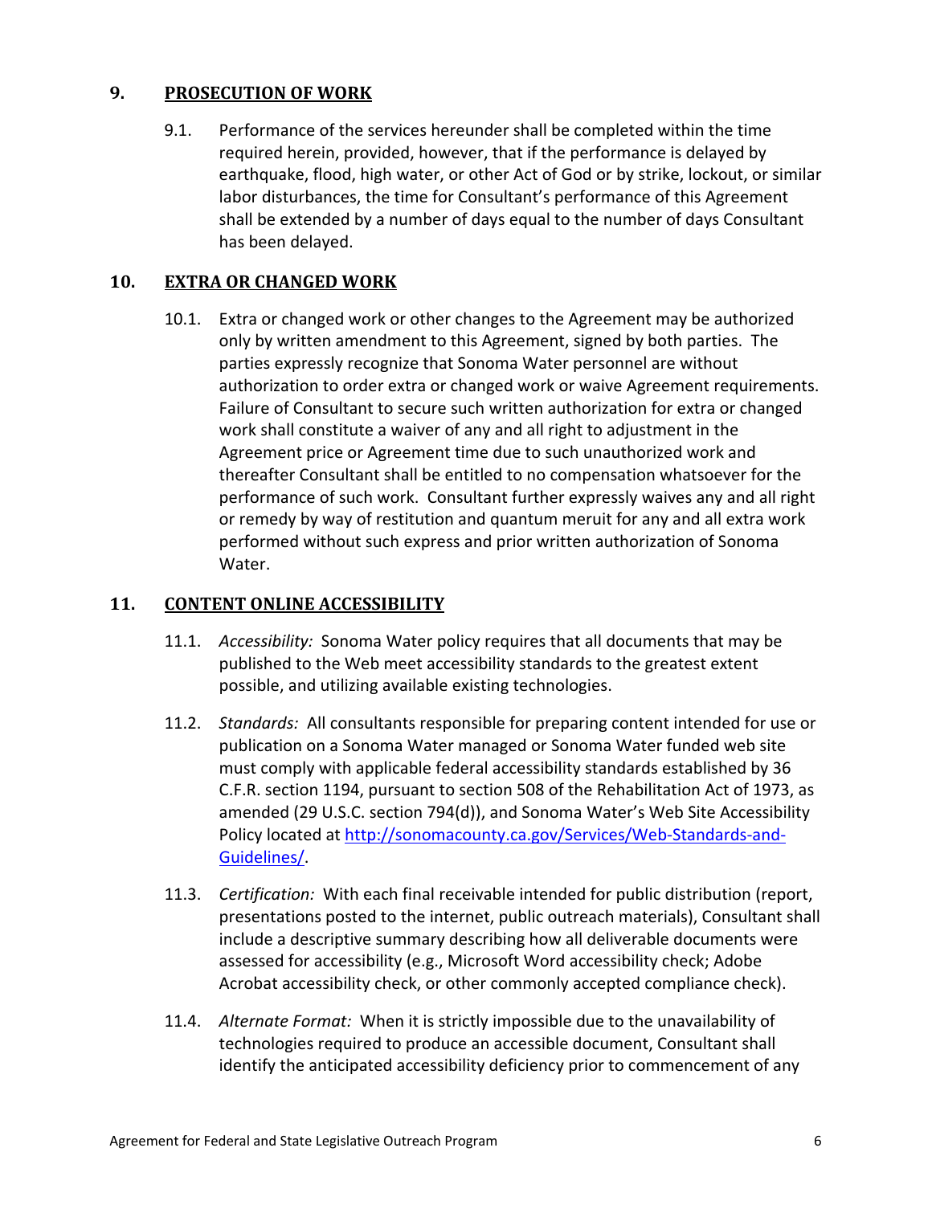## 9. PROSECUTION OF WORK

9.1. Performance of the services hereunder shall be completed within the time required herein, provided, however, that if the performance is delayed by earthquake, flood, high water, or other Act of God or by strike, lockout, or similar labor disturbances, the time for Consultant's performance of this Agreement shall be extended by a number of days equal to the number of days Consultant has been delayed.

## 10. EXTRA OR CHANGED WORK

10.1. Extra or changed work or other changes to the Agreement may be authorized only by written amendment to this Agreement, signed by both parties. The parties expressly recognize that Sonoma Water personnel are without authorization to order extra or changed work or waive Agreement requirements. Failure of Consultant to secure such written authorization for extra or changed work shall constitute a waiver of any and all right to adjustment in the Agreement price or Agreement time due to such unauthorized work and thereafter Consultant shall be entitled to no compensation whatsoever for the performance of such work. Consultant further expressly waives any and all right or remedy by way of restitution and quantum meruit for any and all extra work performed without such express and prior written authorization of Sonoma Water.

## 11. CONTENT ONLINE ACCESSIBILITY

11.1. *Accessibility:* Sonoma Water policy requires that all documents that may be published to the Web meet accessibility standards to the greatest extent possible, and utilizing available existing technologies.

11.2. *Standards:* All consultants responsible for preparing content intended for use or publication on a Sonoma Water managed or Sonoma Water funded web site must comply with applicable federal accessibility standards established by 36 C.F.R. section 1194, pursuant to section 508 of the Rehabilitation Act of 1973, as amended (29 U.S.C. section 794(d)), and Sonoma Water's Web Site Accessibility Policy located at [http://sonomacounty.ca.gov/Services/Web-Standards-and-Guidelines/](http://sonomacounty.ca.gov/Services/Web-Standards-and-Guidelines/).

11.3. *Certification:* With each final receivable intended for public distribution (report, presentations posted to the internet, public outreach materials), Consultant shall include a descriptive summary describing how all deliverable documents were assessed for accessibility (e.g., Microsoft Word accessibility check; Adobe Acrobat accessibility check, or other commonly accepted compliance check).

11.4. *Alternate Format:* When it is strictly impossible due to the unavailability of technologies required to produce an accessible document, Consultant shall identify the anticipated accessibility deficiency prior to commencement of any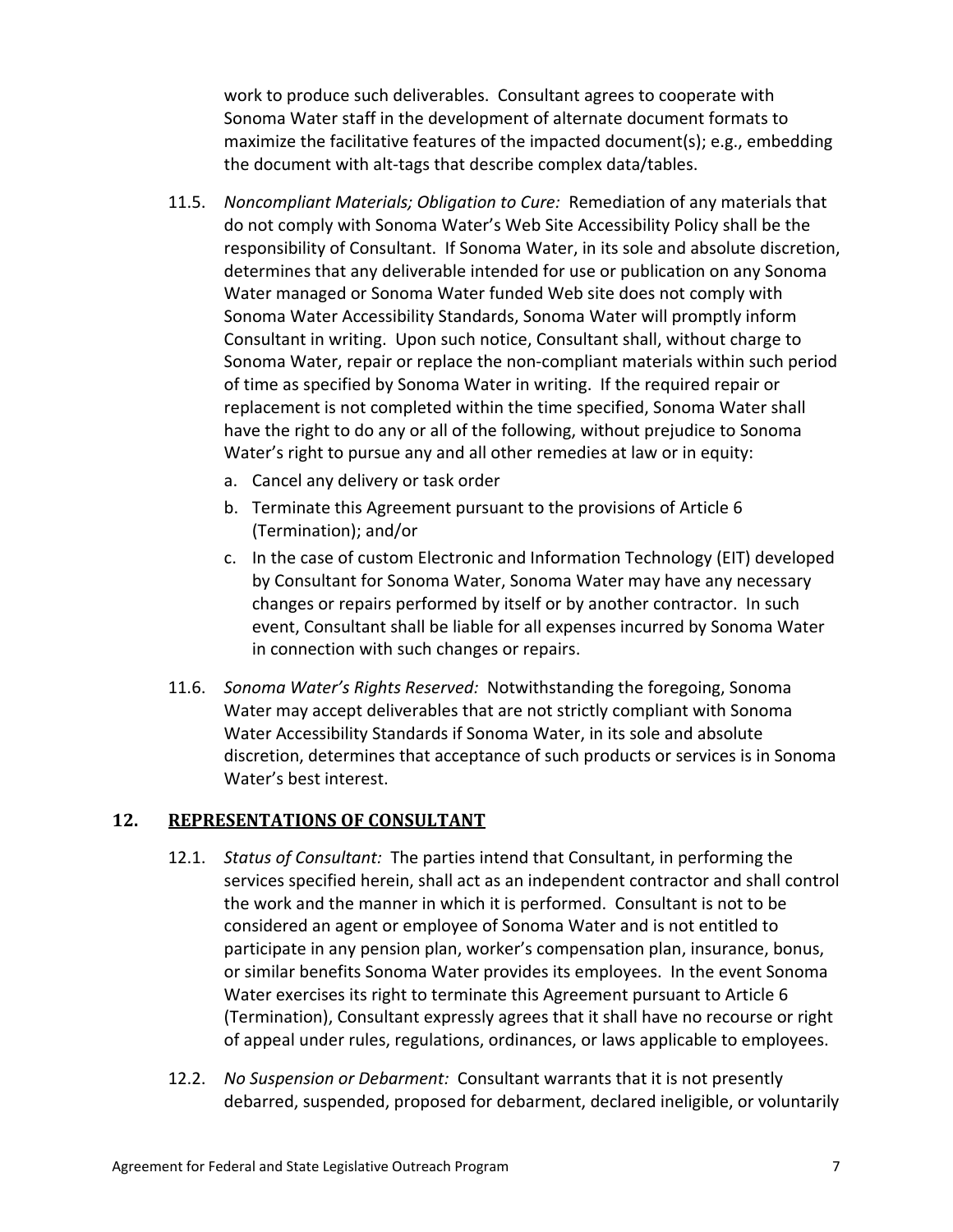work to produce such deliverables. Consultant agrees to cooperate with Sonoma Water staff in the development of alternate document formats to maximize the facilitative features of the impacted document(s); e.g., embedding the document with alt-tags that describe complex data/tables.

11.5. *Noncompliant Materials; Obligation to Cure:* Remediation of any materials that do not comply with Sonoma Water's Web Site Accessibility Policy shall be the responsibility of Consultant. If Sonoma Water, in its sole and absolute discretion, determines that any deliverable intended for use or publication on any Sonoma Water managed or Sonoma Water funded Web site does not comply with Sonoma Water Accessibility Standards, Sonoma Water will promptly inform Consultant in writing. Upon such notice, Consultant shall, without charge to Sonoma Water, repair or replace the non-compliant materials within such period of time as specified by Sonoma Water in writing. If the required repair or replacement is not completed within the time specified, Sonoma Water shall have the right to do any or all of the following, without prejudice to Sonoma Water's right to pursue any and all other remedies at law or in equity:

a. Cancel any delivery or task order
b. Terminate this Agreement pursuant to the provisions of Article 6 (Termination); and/or
c. In the case of custom Electronic and Information Technology (EIT) developed by Consultant for Sonoma Water, Sonoma Water may have any necessary changes or repairs performed by itself or by another contractor. In such event, Consultant shall be liable for all expenses incurred by Sonoma Water in connection with such changes or repairs.

11.6. *Sonoma Water's Rights Reserved:* Notwithstanding the foregoing, Sonoma Water may accept deliverables that are not strictly compliant with Sonoma Water Accessibility Standards if Sonoma Water, in its sole and absolute discretion, determines that acceptance of such products or services is in Sonoma Water's best interest.

## 12. REPRESENTATIONS OF CONSULTANT

12.1. *Status of Consultant:* The parties intend that Consultant, in performing the services specified herein, shall act as an independent contractor and shall control the work and the manner in which it is performed. Consultant is not to be considered an agent or employee of Sonoma Water and is not entitled to participate in any pension plan, worker's compensation plan, insurance, bonus, or similar benefits Sonoma Water provides its employees. In the event Sonoma Water exercises its right to terminate this Agreement pursuant to Article 6 (Termination), Consultant expressly agrees that it shall have no recourse or right of appeal under rules, regulations, ordinances, or laws applicable to employees.

12.2. *No Suspension or Debarment:* Consultant warrants that it is not presently debarred, suspended, proposed for debarment, declared ineligible, or voluntarily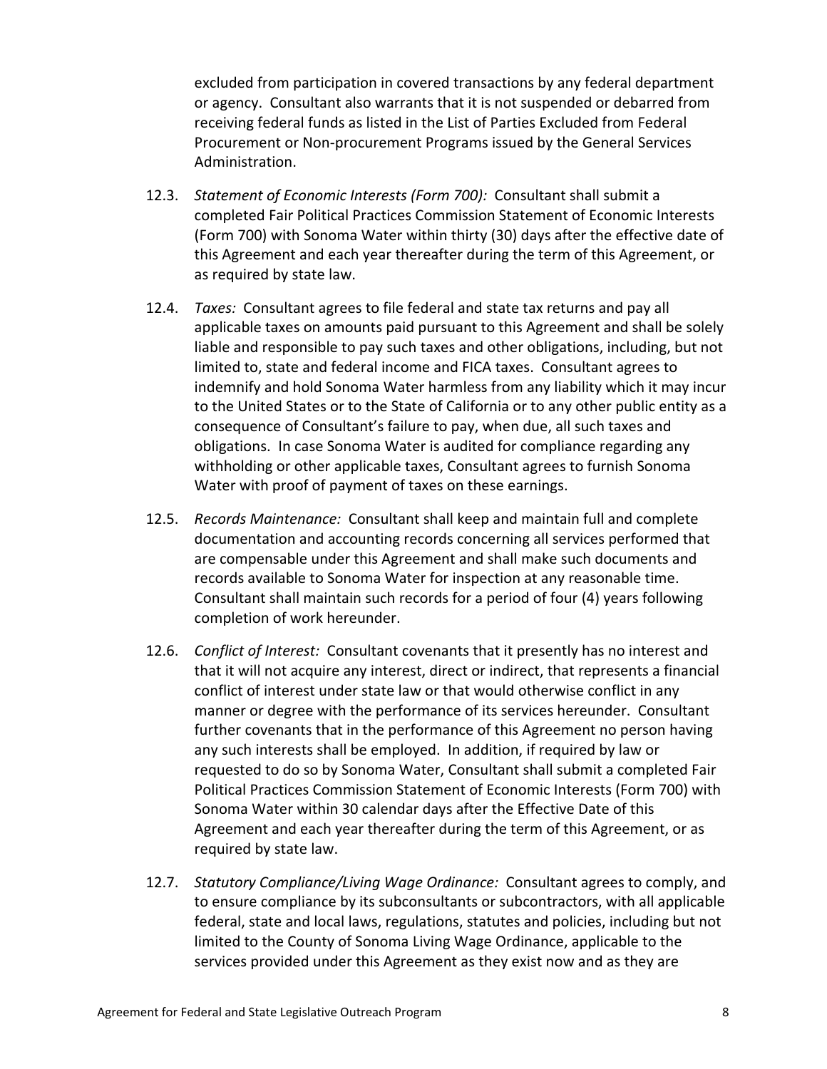excluded from participation in covered transactions by any federal department or agency. Consultant also warrants that it is not suspended or debarred from receiving federal funds as listed in the List of Parties Excluded from Federal Procurement or Non-procurement Programs issued by the General Services Administration.

12.3. *Statement of Economic Interests (Form 700):* Consultant shall submit a completed Fair Political Practices Commission Statement of Economic Interests (Form 700) with Sonoma Water within thirty (30) days after the effective date of this Agreement and each year thereafter during the term of this Agreement, or as required by state law.

12.4. *Taxes:* Consultant agrees to file federal and state tax returns and pay all applicable taxes on amounts paid pursuant to this Agreement and shall be solely liable and responsible to pay such taxes and other obligations, including, but not limited to, state and federal income and FICA taxes. Consultant agrees to indemnify and hold Sonoma Water harmless from any liability which it may incur to the United States or to the State of California or to any other public entity as a consequence of Consultant's failure to pay, when due, all such taxes and obligations. In case Sonoma Water is audited for compliance regarding any withholding or other applicable taxes, Consultant agrees to furnish Sonoma Water with proof of payment of taxes on these earnings.

12.5. *Records Maintenance:* Consultant shall keep and maintain full and complete documentation and accounting records concerning all services performed that are compensable under this Agreement and shall make such documents and records available to Sonoma Water for inspection at any reasonable time. Consultant shall maintain such records for a period of four (4) years following completion of work hereunder.

12.6. *Conflict of Interest:* Consultant covenants that it presently has no interest and that it will not acquire any interest, direct or indirect, that represents a financial conflict of interest under state law or that would otherwise conflict in any manner or degree with the performance of its services hereunder. Consultant further covenants that in the performance of this Agreement no person having any such interests shall be employed. In addition, if required by law or requested to do so by Sonoma Water, Consultant shall submit a completed Fair Political Practices Commission Statement of Economic Interests (Form 700) with Sonoma Water within 30 calendar days after the Effective Date of this Agreement and each year thereafter during the term of this Agreement, or as required by state law.

12.7. *Statutory Compliance/Living Wage Ordinance:* Consultant agrees to comply, and to ensure compliance by its subconsultants or subcontractors, with all applicable federal, state and local laws, regulations, statutes and policies, including but not limited to the County of Sonoma Living Wage Ordinance, applicable to the services provided under this Agreement as they exist now and as they are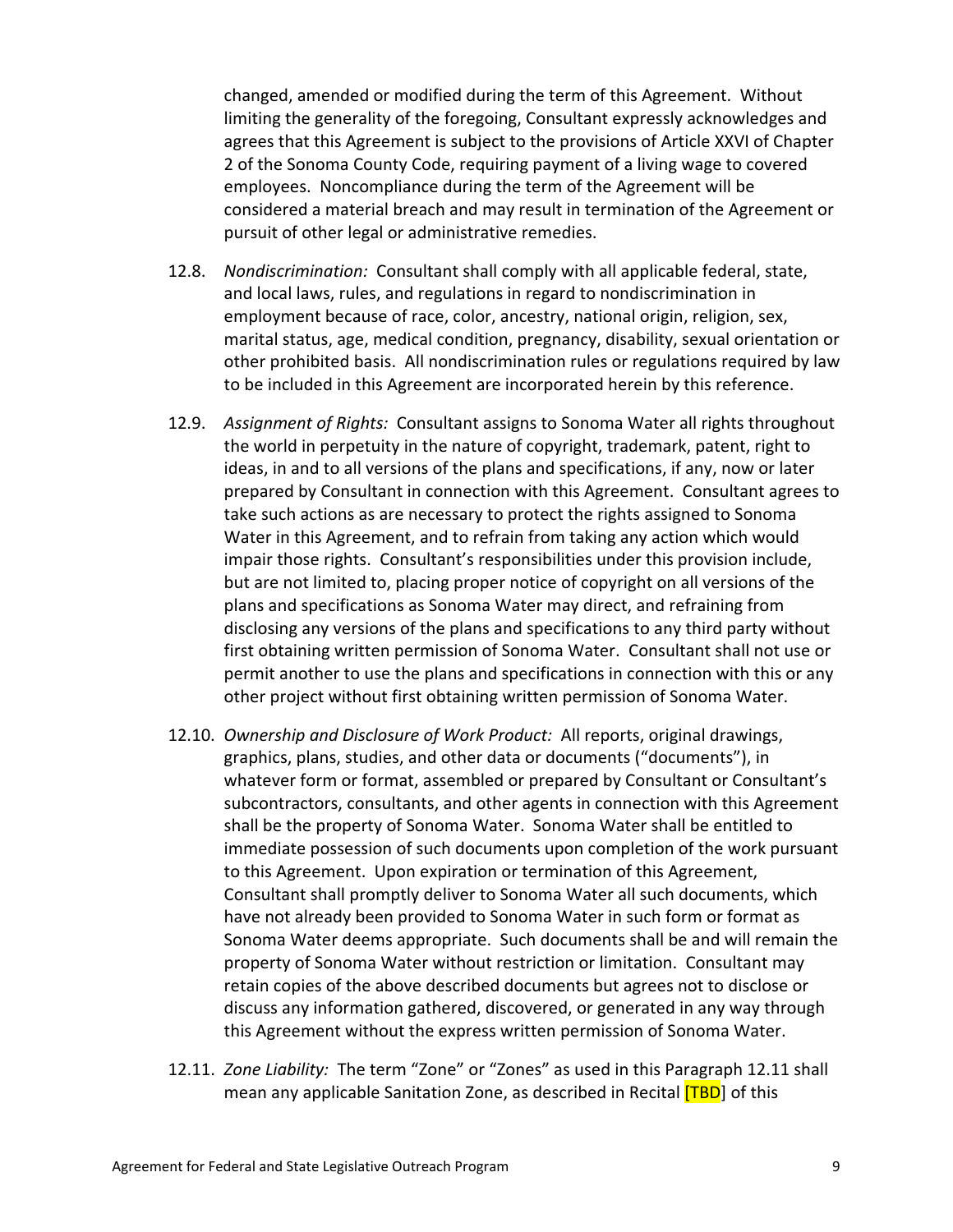changed, amended or modified during the term of this Agreement. Without limiting the generality of the foregoing, Consultant expressly acknowledges and agrees that this Agreement is subject to the provisions of Article XXVI of Chapter 2 of the Sonoma County Code, requiring payment of a living wage to covered employees. Noncompliance during the term of the Agreement will be considered a material breach and may result in termination of the Agreement or pursuit of other legal or administrative remedies.

12.8. *Nondiscrimination:* Consultant shall comply with all applicable federal, state, and local laws, rules, and regulations in regard to nondiscrimination in employment because of race, color, ancestry, national origin, religion, sex, marital status, age, medical condition, pregnancy, disability, sexual orientation or other prohibited basis. All nondiscrimination rules or regulations required by law to be included in this Agreement are incorporated herein by this reference.

12.9. *Assignment of Rights:* Consultant assigns to Sonoma Water all rights throughout the world in perpetuity in the nature of copyright, trademark, patent, right to ideas, in and to all versions of the plans and specifications, if any, now or later prepared by Consultant in connection with this Agreement. Consultant agrees to take such actions as are necessary to protect the rights assigned to Sonoma Water in this Agreement, and to refrain from taking any action which would impair those rights. Consultant's responsibilities under this provision include, but are not limited to, placing proper notice of copyright on all versions of the plans and specifications as Sonoma Water may direct, and refraining from disclosing any versions of the plans and specifications to any third party without first obtaining written permission of Sonoma Water. Consultant shall not use or permit another to use the plans and specifications in connection with this or any other project without first obtaining written permission of Sonoma Water.

12.10. *Ownership and Disclosure of Work Product:* All reports, original drawings, graphics, plans, studies, and other data or documents ("documents"), in whatever form or format, assembled or prepared by Consultant or Consultant's subcontractors, consultants, and other agents in connection with this Agreement shall be the property of Sonoma Water. Sonoma Water shall be entitled to immediate possession of such documents upon completion of the work pursuant to this Agreement. Upon expiration or termination of this Agreement, Consultant shall promptly deliver to Sonoma Water all such documents, which have not already been provided to Sonoma Water in such form or format as Sonoma Water deems appropriate. Such documents shall be and will remain the property of Sonoma Water without restriction or limitation. Consultant may retain copies of the above described documents but agrees not to disclose or discuss any information gathered, discovered, or generated in any way through this Agreement without the express written permission of Sonoma Water.

12.11. *Zone Liability:* The term "Zone" or "Zones" as used in this Paragraph 12.11 shall mean any applicable Sanitation Zone, as described in Recital [TBD] of this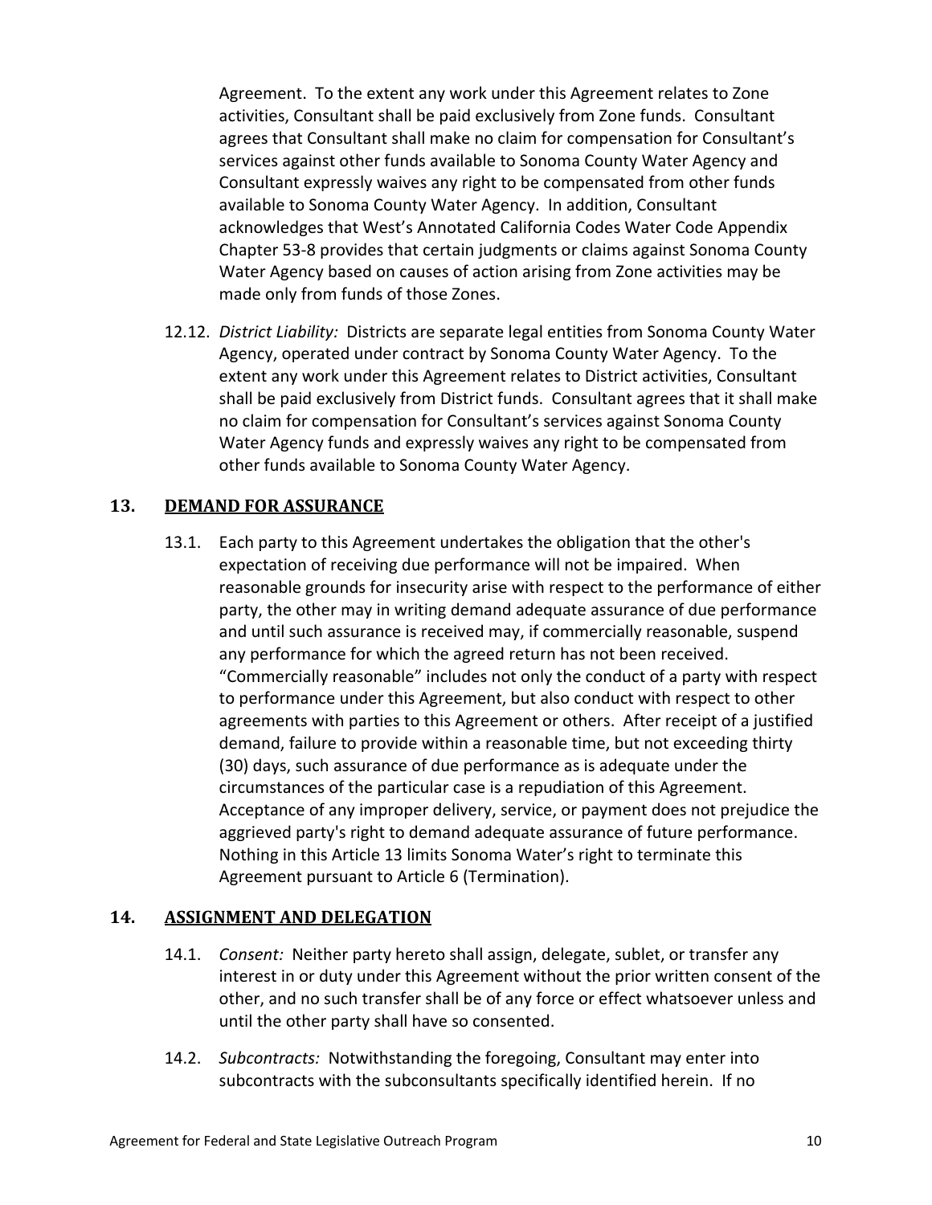Agreement. To the extent any work under this Agreement relates to Zone activities, Consultant shall be paid exclusively from Zone funds. Consultant agrees that Consultant shall make no claim for compensation for Consultant's services against other funds available to Sonoma County Water Agency and Consultant expressly waives any right to be compensated from other funds available to Sonoma County Water Agency. In addition, Consultant acknowledges that West's Annotated California Codes Water Code Appendix Chapter 53-8 provides that certain judgments or claims against Sonoma County Water Agency based on causes of action arising from Zone activities may be made only from funds of those Zones.

12.12. *District Liability:* Districts are separate legal entities from Sonoma County Water Agency, operated under contract by Sonoma County Water Agency. To the extent any work under this Agreement relates to District activities, Consultant shall be paid exclusively from District funds. Consultant agrees that it shall make no claim for compensation for Consultant's services against Sonoma County Water Agency funds and expressly waives any right to be compensated from other funds available to Sonoma County Water Agency.

## 13. DEMAND FOR ASSURANCE

13.1. Each party to this Agreement undertakes the obligation that the other's expectation of receiving due performance will not be impaired. When reasonable grounds for insecurity arise with respect to the performance of either party, the other may in writing demand adequate assurance of due performance and until such assurance is received may, if commercially reasonable, suspend any performance for which the agreed return has not been received. "Commercially reasonable" includes not only the conduct of a party with respect to performance under this Agreement, but also conduct with respect to other agreements with parties to this Agreement or others. After receipt of a justified demand, failure to provide within a reasonable time, but not exceeding thirty (30) days, such assurance of due performance as is adequate under the circumstances of the particular case is a repudiation of this Agreement. Acceptance of any improper delivery, service, or payment does not prejudice the aggrieved party's right to demand adequate assurance of future performance. Nothing in this Article 13 limits Sonoma Water's right to terminate this Agreement pursuant to Article 6 (Termination).

## 14. ASSIGNMENT AND DELEGATION

14.1. *Consent:* Neither party hereto shall assign, delegate, sublet, or transfer any interest in or duty under this Agreement without the prior written consent of the other, and no such transfer shall be of any force or effect whatsoever unless and until the other party shall have so consented.

14.2. *Subcontracts:* Notwithstanding the foregoing, Consultant may enter into subcontracts with the subconsultants specifically identified herein. If no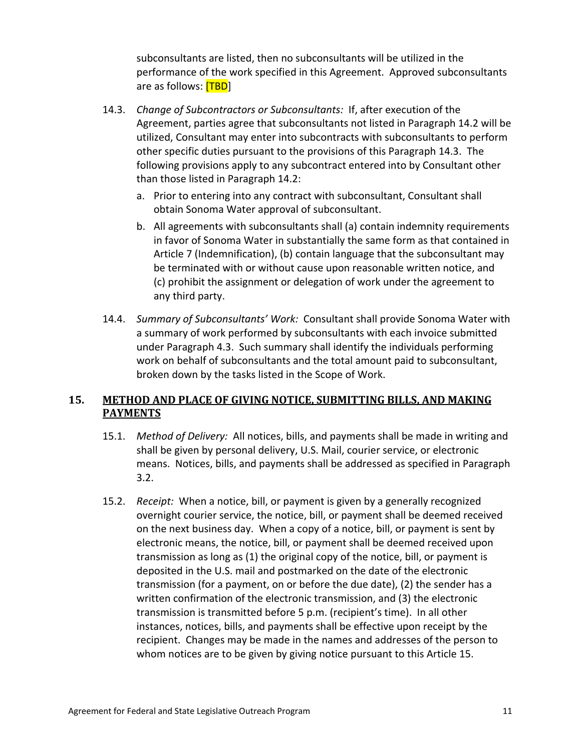subconsultants are listed, then no subconsultants will be utilized in the performance of the work specified in this Agreement. Approved subconsultants are as follows: [TBD]

14.3. *Change of Subcontractors or Subconsultants:* If, after execution of the Agreement, parties agree that subconsultants not listed in Paragraph 14.2 will be utilized, Consultant may enter into subcontracts with subconsultants to perform other specific duties pursuant to the provisions of this Paragraph 14.3. The following provisions apply to any subcontract entered into by Consultant other than those listed in Paragraph 14.2:

a. Prior to entering into any contract with subconsultant, Consultant shall obtain Sonoma Water approval of subconsultant.

b. All agreements with subconsultants shall (a) contain indemnity requirements in favor of Sonoma Water in substantially the same form as that contained in Article 7 (Indemnification), (b) contain language that the subconsultant may be terminated with or without cause upon reasonable written notice, and (c) prohibit the assignment or delegation of work under the agreement to any third party.

14.4. *Summary of Subconsultants' Work:* Consultant shall provide Sonoma Water with a summary of work performed by subconsultants with each invoice submitted under Paragraph 4.3. Such summary shall identify the individuals performing work on behalf of subconsultants and the total amount paid to subconsultant, broken down by the tasks listed in the Scope of Work.

## 15. METHOD AND PLACE OF GIVING NOTICE, SUBMITTING BILLS, AND MAKING PAYMENTS

15.1. *Method of Delivery:* All notices, bills, and payments shall be made in writing and shall be given by personal delivery, U.S. Mail, courier service, or electronic means. Notices, bills, and payments shall be addressed as specified in Paragraph 3.2.

15.2. *Receipt:* When a notice, bill, or payment is given by a generally recognized overnight courier service, the notice, bill, or payment shall be deemed received on the next business day. When a copy of a notice, bill, or payment is sent by electronic means, the notice, bill, or payment shall be deemed received upon transmission as long as (1) the original copy of the notice, bill, or payment is deposited in the U.S. mail and postmarked on the date of the electronic transmission (for a payment, on or before the due date), (2) the sender has a written confirmation of the electronic transmission, and (3) the electronic transmission is transmitted before 5 p.m. (recipient's time). In all other instances, notices, bills, and payments shall be effective upon receipt by the recipient. Changes may be made in the names and addresses of the person to whom notices are to be given by giving notice pursuant to this Article 15.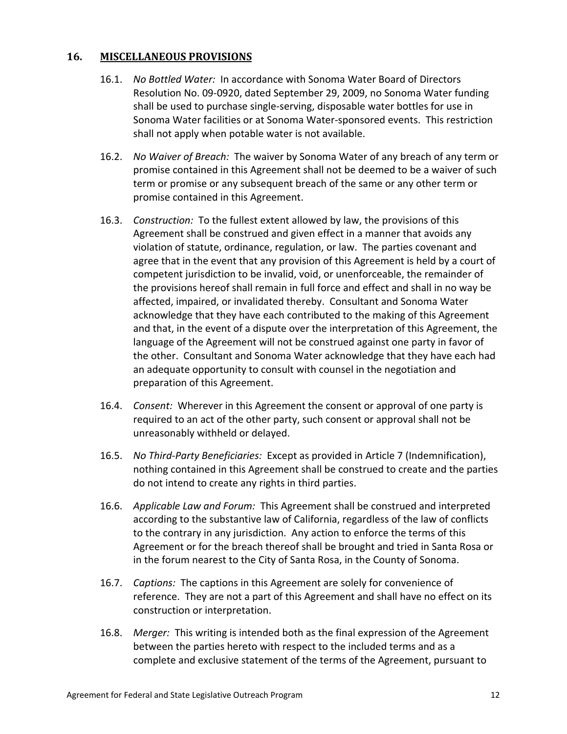## 16. MISCELLANEOUS PROVISIONS

16.1. *No Bottled Water:* In accordance with Sonoma Water Board of Directors Resolution No. 09-0920, dated September 29, 2009, no Sonoma Water funding shall be used to purchase single-serving, disposable water bottles for use in Sonoma Water facilities or at Sonoma Water-sponsored events. This restriction shall not apply when potable water is not available.

16.2. *No Waiver of Breach:* The waiver by Sonoma Water of any breach of any term or promise contained in this Agreement shall not be deemed to be a waiver of such term or promise or any subsequent breach of the same or any other term or promise contained in this Agreement.

16.3. *Construction:* To the fullest extent allowed by law, the provisions of this Agreement shall be construed and given effect in a manner that avoids any violation of statute, ordinance, regulation, or law. The parties covenant and agree that in the event that any provision of this Agreement is held by a court of competent jurisdiction to be invalid, void, or unenforceable, the remainder of the provisions hereof shall remain in full force and effect and shall in no way be affected, impaired, or invalidated thereby. Consultant and Sonoma Water acknowledge that they have each contributed to the making of this Agreement and that, in the event of a dispute over the interpretation of this Agreement, the language of the Agreement will not be construed against one party in favor of the other. Consultant and Sonoma Water acknowledge that they have each had an adequate opportunity to consult with counsel in the negotiation and preparation of this Agreement.

16.4. *Consent:* Wherever in this Agreement the consent or approval of one party is required to an act of the other party, such consent or approval shall not be unreasonably withheld or delayed.

16.5. *No Third-Party Beneficiaries:* Except as provided in Article 7 (Indemnification), nothing contained in this Agreement shall be construed to create and the parties do not intend to create any rights in third parties.

16.6. *Applicable Law and Forum:* This Agreement shall be construed and interpreted according to the substantive law of California, regardless of the law of conflicts to the contrary in any jurisdiction. Any action to enforce the terms of this Agreement or for the breach thereof shall be brought and tried in Santa Rosa or in the forum nearest to the City of Santa Rosa, in the County of Sonoma.

16.7. *Captions:* The captions in this Agreement are solely for convenience of reference. They are not a part of this Agreement and shall have no effect on its construction or interpretation.

16.8. *Merger:* This writing is intended both as the final expression of the Agreement between the parties hereto with respect to the included terms and as a complete and exclusive statement of the terms of the Agreement, pursuant to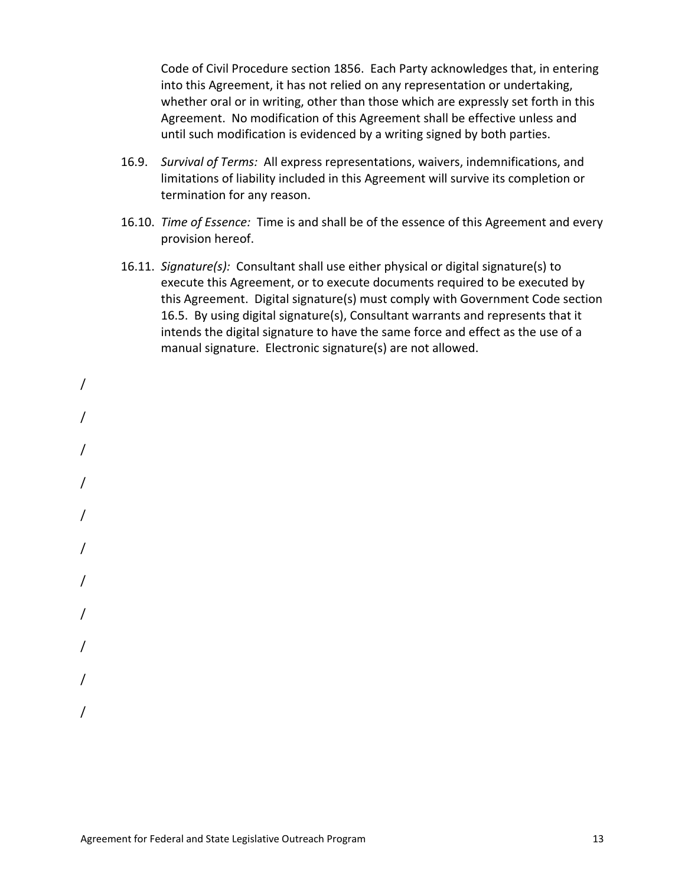Code of Civil Procedure section 1856. Each Party acknowledges that, in entering into this Agreement, it has not relied on any representation or undertaking, whether oral or in writing, other than those which are expressly set forth in this Agreement. No modification of this Agreement shall be effective unless and until such modification is evidenced by a writing signed by both parties.

16.9. *Survival of Terms:* All express representations, waivers, indemnifications, and limitations of liability included in this Agreement will survive its completion or termination for any reason.

16.10. *Time of Essence:* Time is and shall be of the essence of this Agreement and every provision hereof.

16.11. *Signature(s):* Consultant shall use either physical or digital signature(s) to execute this Agreement, or to execute documents required to be executed by this Agreement. Digital signature(s) must comply with Government Code section 16.5. By using digital signature(s), Consultant warrants and represents that it intends the digital signature to have the same force and effect as the use of a manual signature. Electronic signature(s) are not allowed.

/

/

/

/

/

/

/

/

/

/

/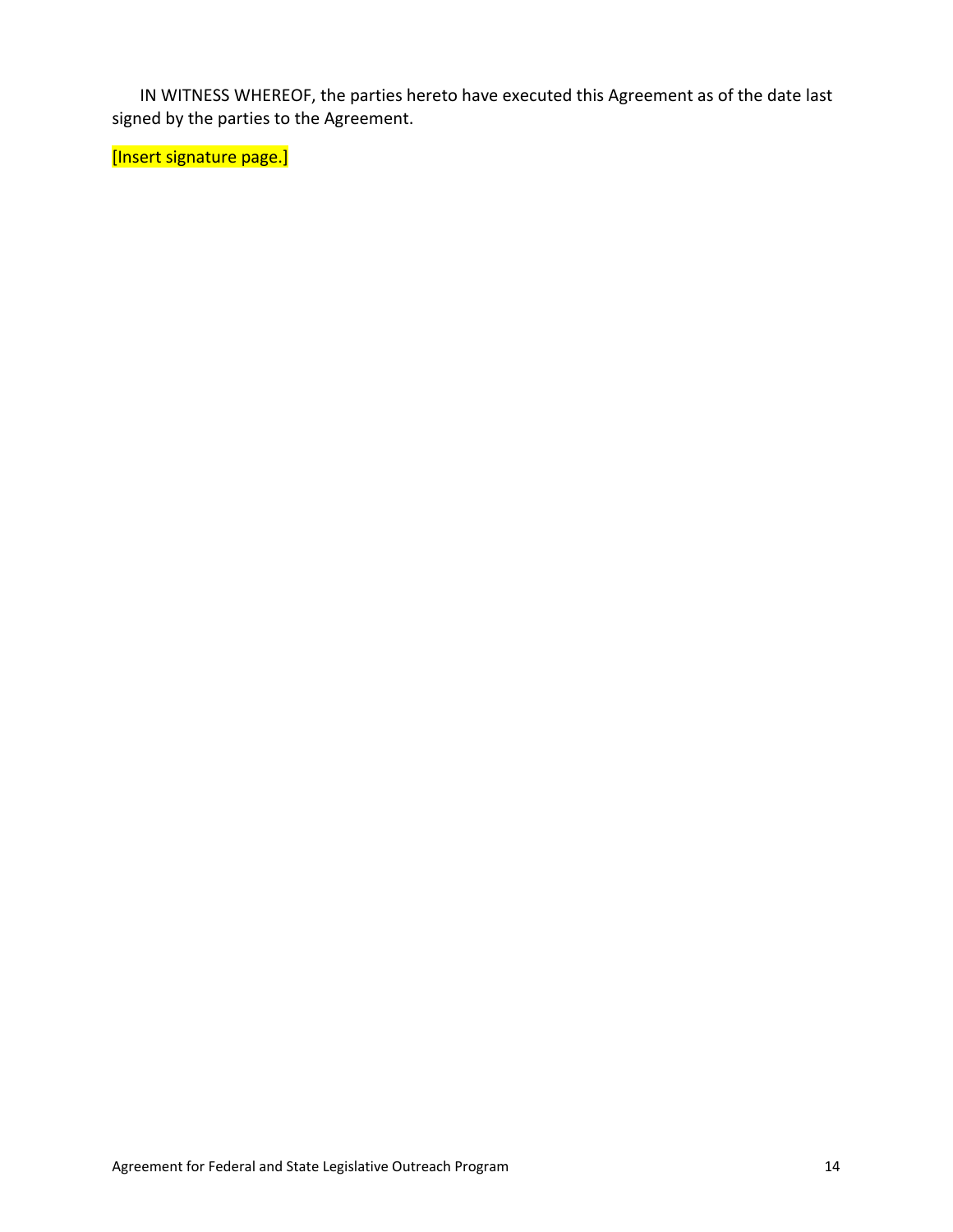IN WITNESS WHEREOF, the parties hereto have executed this Agreement as of the date last signed by the parties to the Agreement.

[Insert signature page.]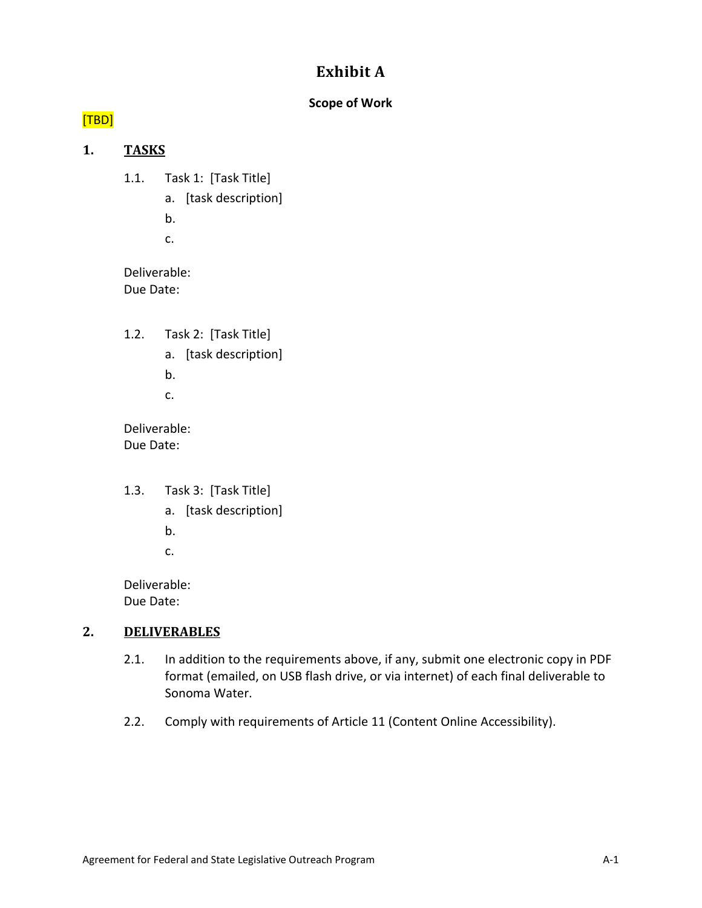# Exhibit A

**Scope of Work**

[TBD]

## 1. TASKS

1.1. Task 1: [Task Title]

a. [task description]

b.

c.

Deliverable:
Due Date:

1.2. Task 2: [Task Title]

a. [task description]

b.

c.

Deliverable:
Due Date:

1.3. Task 3: [Task Title]

a. [task description]

b.

c.

Deliverable:
Due Date:

## 2. DELIVERABLES

2.1. In addition to the requirements above, if any, submit one electronic copy in PDF format (emailed, on USB flash drive, or via internet) of each final deliverable to Sonoma Water.

2.2. Comply with requirements of Article 11 (Content Online Accessibility).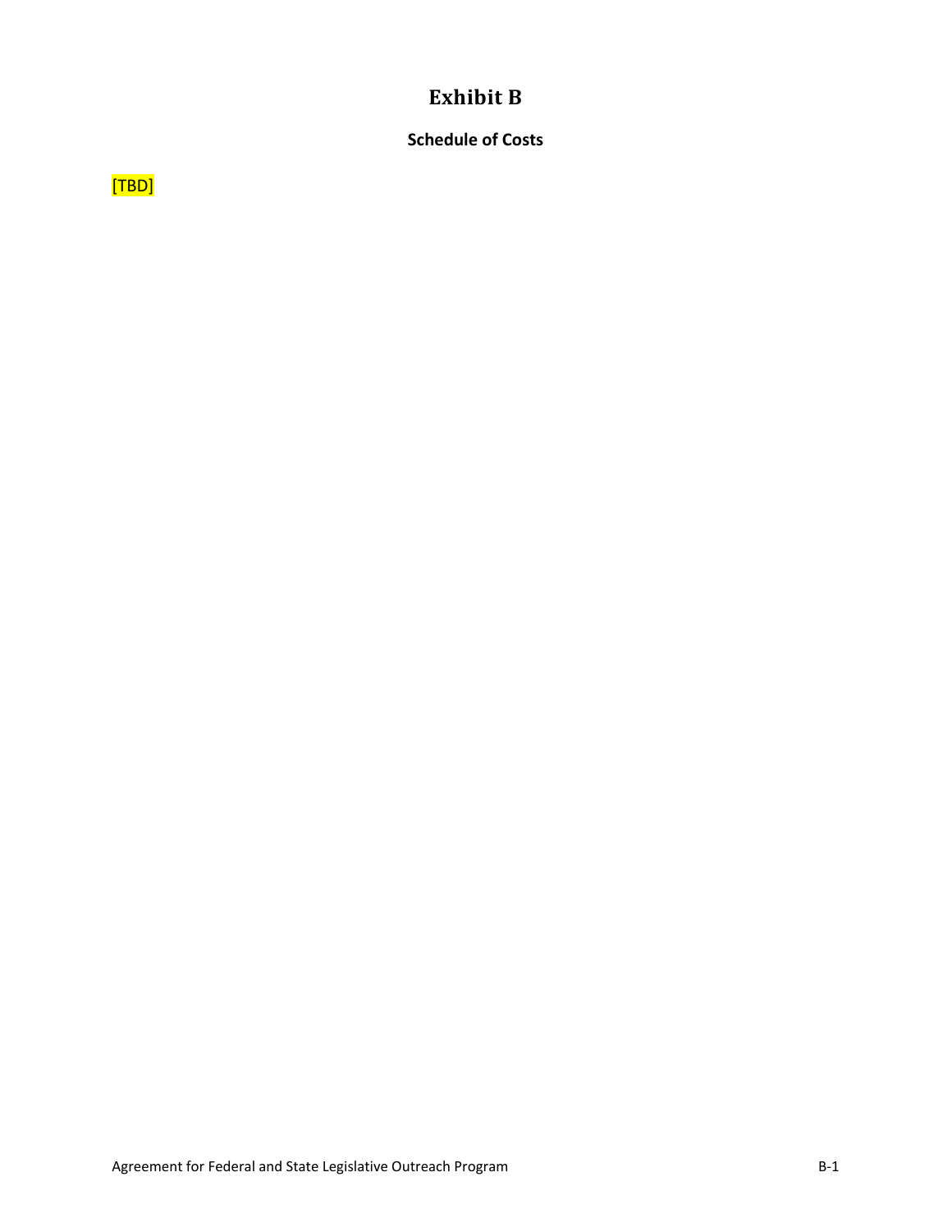# Exhibit B

## Schedule of Costs

[TBD]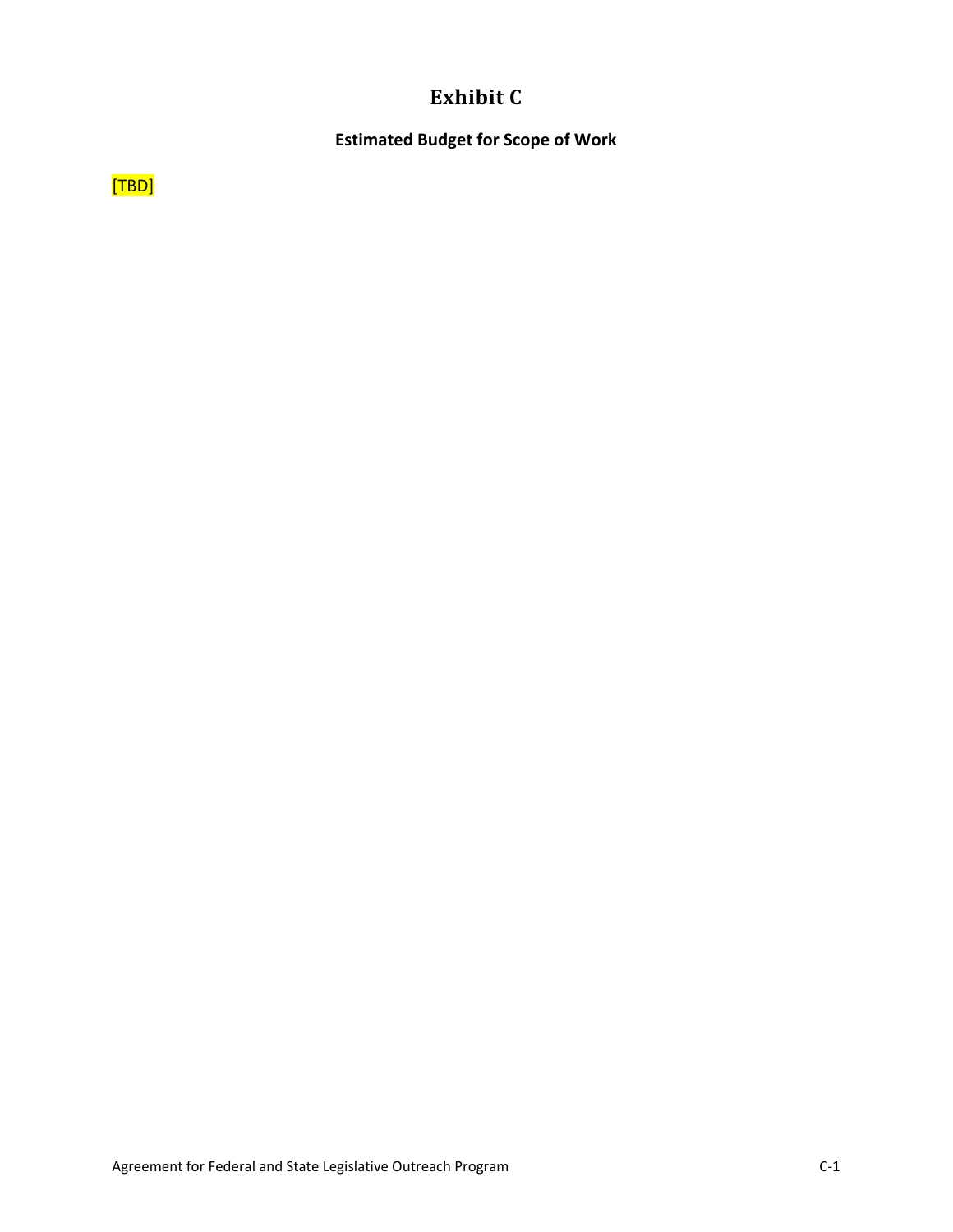# Exhibit C

## Estimated Budget for Scope of Work

[TBD]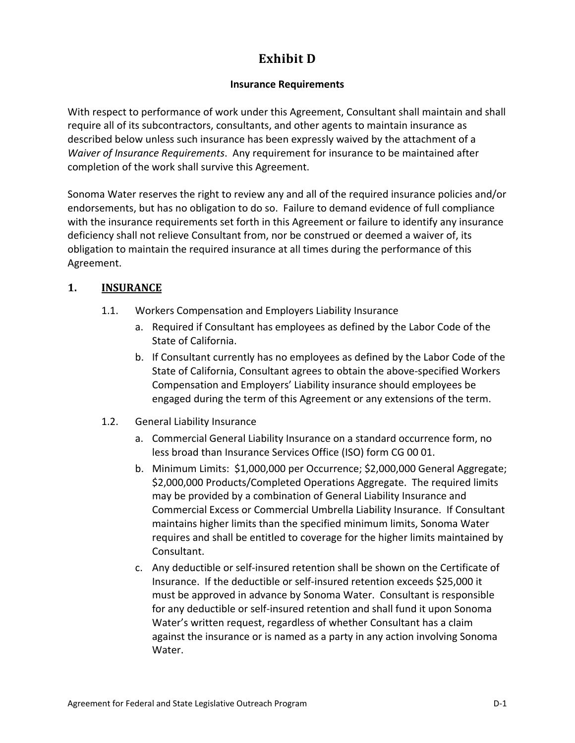# Exhibit D

**Insurance Requirements**

With respect to performance of work under this Agreement, Consultant shall maintain and shall require all of its subcontractors, consultants, and other agents to maintain insurance as described below unless such insurance has been expressly waived by the attachment of a *Waiver of Insurance Requirements*. Any requirement for insurance to be maintained after completion of the work shall survive this Agreement.

Sonoma Water reserves the right to review any and all of the required insurance policies and/or endorsements, but has no obligation to do so. Failure to demand evidence of full compliance with the insurance requirements set forth in this Agreement or failure to identify any insurance deficiency shall not relieve Consultant from, nor be construed or deemed a waiver of, its obligation to maintain the required insurance at all times during the performance of this Agreement.

## 1. INSURANCE

1.1. Workers Compensation and Employers Liability Insurance

a. Required if Consultant has employees as defined by the Labor Code of the State of California.

b. If Consultant currently has no employees as defined by the Labor Code of the State of California, Consultant agrees to obtain the above-specified Workers Compensation and Employers' Liability insurance should employees be engaged during the term of this Agreement or any extensions of the term.

1.2. General Liability Insurance

a. Commercial General Liability Insurance on a standard occurrence form, no less broad than Insurance Services Office (ISO) form CG 00 01.

b. Minimum Limits: $1,000,000 per Occurrence; $2,000,000 General Aggregate; $2,000,000 Products/Completed Operations Aggregate. The required limits may be provided by a combination of General Liability Insurance and Commercial Excess or Commercial Umbrella Liability Insurance. If Consultant maintains higher limits than the specified minimum limits, Sonoma Water requires and shall be entitled to coverage for the higher limits maintained by Consultant.

c. Any deductible or self-insured retention shall be shown on the Certificate of Insurance. If the deductible or self-insured retention exceeds $25,000 it must be approved in advance by Sonoma Water. Consultant is responsible for any deductible or self-insured retention and shall fund it upon Sonoma Water's written request, regardless of whether Consultant has a claim against the insurance or is named as a party in any action involving Sonoma Water.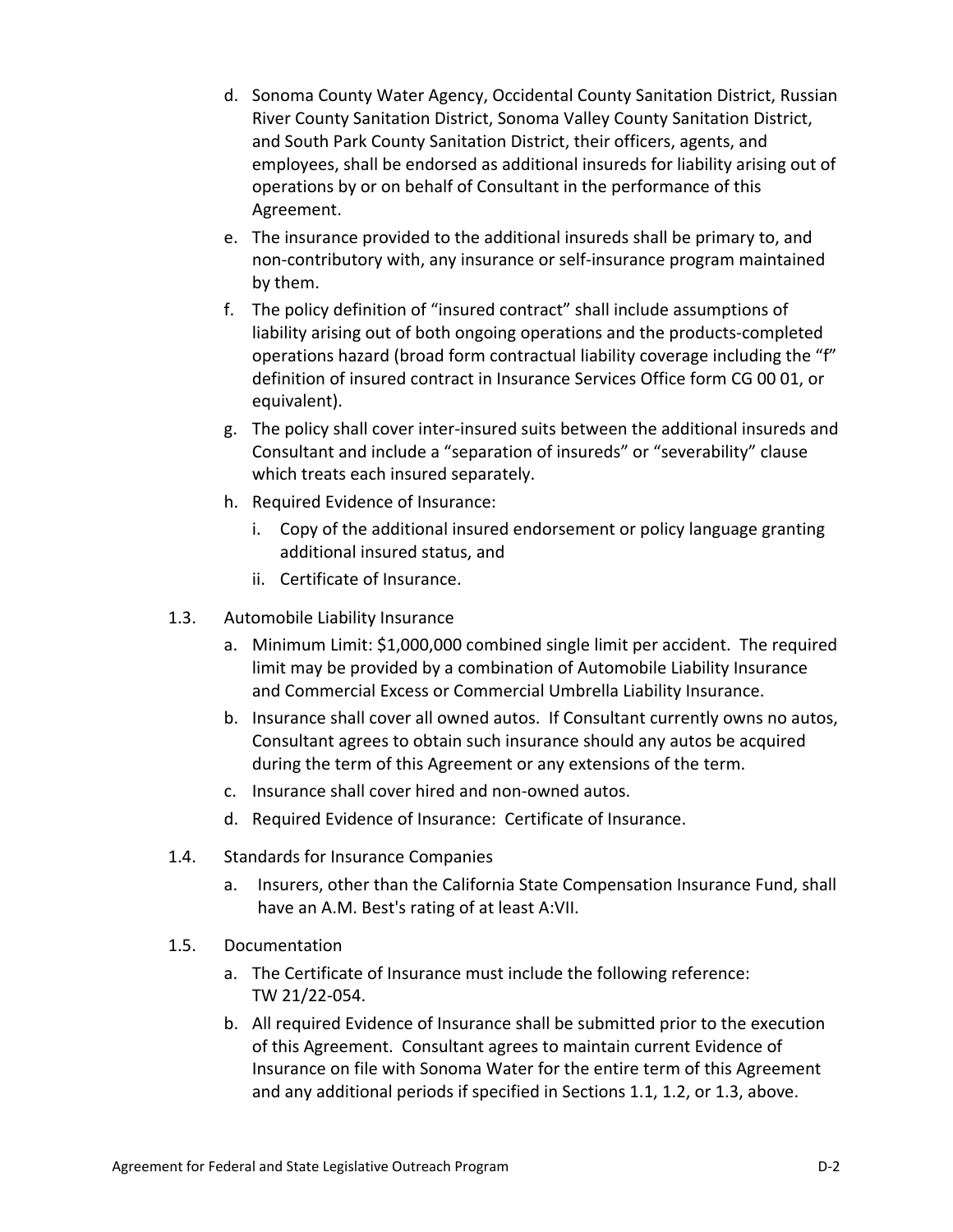d. Sonoma County Water Agency, Occidental County Sanitation District, Russian River County Sanitation District, Sonoma Valley County Sanitation District, and South Park County Sanitation District, their officers, agents, and employees, shall be endorsed as additional insureds for liability arising out of operations by or on behalf of Consultant in the performance of this Agreement.

e. The insurance provided to the additional insureds shall be primary to, and non-contributory with, any insurance or self-insurance program maintained by them.

f. The policy definition of "insured contract" shall include assumptions of liability arising out of both ongoing operations and the products-completed operations hazard (broad form contractual liability coverage including the "f" definition of insured contract in Insurance Services Office form CG 00 01, or equivalent).

g. The policy shall cover inter-insured suits between the additional insureds and Consultant and include a "separation of insureds" or "severability" clause which treats each insured separately.

h. Required Evidence of Insurance:
   i. Copy of the additional insured endorsement or policy language granting additional insured status, and
   ii. Certificate of Insurance.

1.3. Automobile Liability Insurance

a. Minimum Limit: $1,000,000 combined single limit per accident. The required limit may be provided by a combination of Automobile Liability Insurance and Commercial Excess or Commercial Umbrella Liability Insurance.

b. Insurance shall cover all owned autos. If Consultant currently owns no autos, Consultant agrees to obtain such insurance should any autos be acquired during the term of this Agreement or any extensions of the term.

c. Insurance shall cover hired and non-owned autos.

d. Required Evidence of Insurance: Certificate of Insurance.

1.4. Standards for Insurance Companies

a. Insurers, other than the California State Compensation Insurance Fund, shall have an A.M. Best's rating of at least A:VII.

1.5. Documentation

a. The Certificate of Insurance must include the following reference: TW 21/22-054.

b. All required Evidence of Insurance shall be submitted prior to the execution of this Agreement. Consultant agrees to maintain current Evidence of Insurance on file with Sonoma Water for the entire term of this Agreement and any additional periods if specified in Sections 1.1, 1.2, or 1.3, above.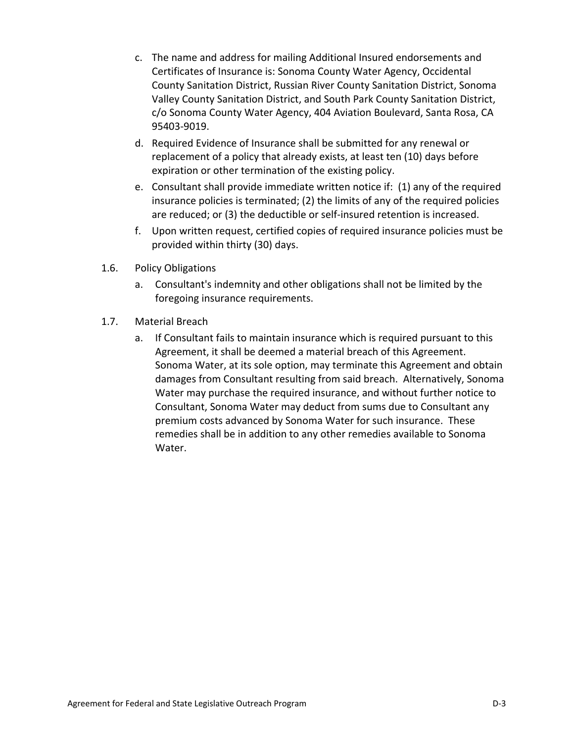c. The name and address for mailing Additional Insured endorsements and Certificates of Insurance is: Sonoma County Water Agency, Occidental County Sanitation District, Russian River County Sanitation District, Sonoma Valley County Sanitation District, and South Park County Sanitation District, c/o Sonoma County Water Agency, 404 Aviation Boulevard, Santa Rosa, CA 95403-9019.

d. Required Evidence of Insurance shall be submitted for any renewal or replacement of a policy that already exists, at least ten (10) days before expiration or other termination of the existing policy.

e. Consultant shall provide immediate written notice if: (1) any of the required insurance policies is terminated; (2) the limits of any of the required policies are reduced; or (3) the deductible or self-insured retention is increased.

f. Upon written request, certified copies of required insurance policies must be provided within thirty (30) days.

1.6. Policy Obligations

a. Consultant's indemnity and other obligations shall not be limited by the foregoing insurance requirements.

1.7. Material Breach

a. If Consultant fails to maintain insurance which is required pursuant to this Agreement, it shall be deemed a material breach of this Agreement. Sonoma Water, at its sole option, may terminate this Agreement and obtain damages from Consultant resulting from said breach. Alternatively, Sonoma Water may purchase the required insurance, and without further notice to Consultant, Sonoma Water may deduct from sums due to Consultant any premium costs advanced by Sonoma Water for such insurance. These remedies shall be in addition to any other remedies available to Sonoma Water.